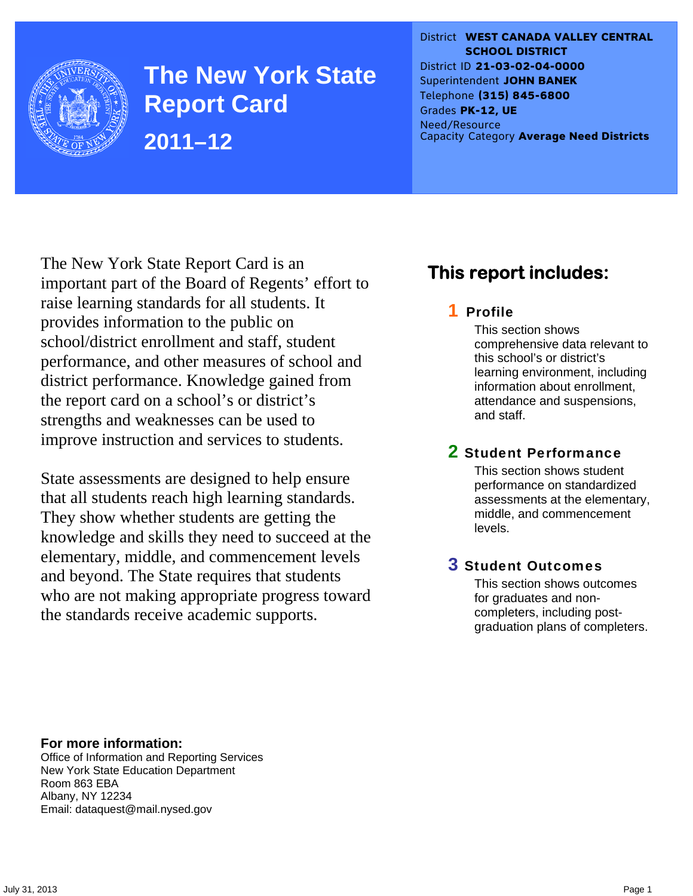# The New York State Report Card

## 2011–12

District **WEST CANADA VALLEY CENTRAL SCHOOL DISTRICT**
District ID **21-03-02-04-0000**
Superintendent **JOHN BANEK**
Telephone **(315) 845-6800**
Grades **PK-12, UE**
Need/Resource Capacity Category **Average Need Districts**

The New York State Report Card is an important part of the Board of Regents' effort to raise learning standards for all students. It provides information to the public on school/district enrollment and staff, student performance, and other measures of school and district performance. Knowledge gained from the report card on a school's or district's strengths and weaknesses can be used to improve instruction and services to students.

State assessments are designed to help ensure that all students reach high learning standards. They show whether students are getting the knowledge and skills they need to succeed at the elementary, middle, and commencement levels and beyond. The State requires that students who are not making appropriate progress toward the standards receive academic supports.

## This report includes:

### 1 Profile

This section shows comprehensive data relevant to this school's or district's learning environment, including information about enrollment, attendance and suspensions, and staff.

### 2 Student Performance

This section shows student performance on standardized assessments at the elementary, middle, and commencement levels.

### 3 Student Outcomes

This section shows outcomes for graduates and non-completers, including post-graduation plans of completers.

**For more information:**
Office of Information and Reporting Services
New York State Education Department
Room 863 EBA
Albany, NY 12234
Email: dataquest@mail.nysed.gov

July 31, 2013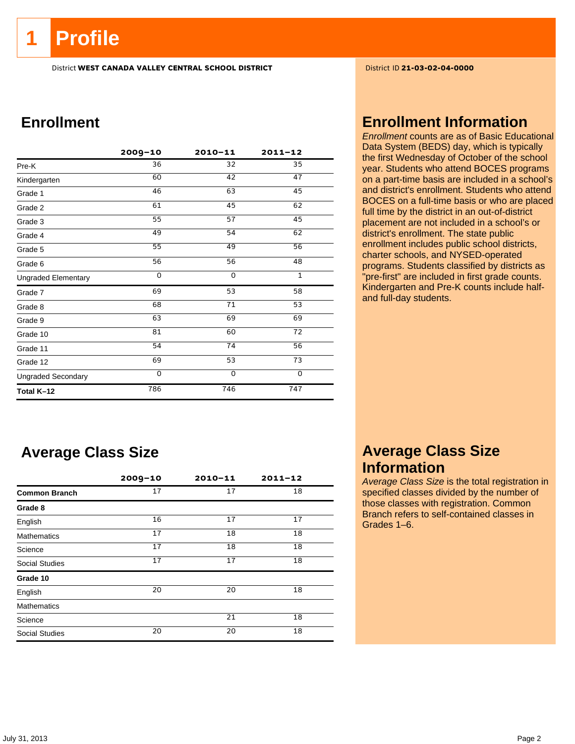# 1 Profile

District **WEST CANADA VALLEY CENTRAL SCHOOL DISTRICT**

District ID **21-03-02-04-0000**

## Enrollment

| | 2009–10 | 2010–11 | 2011–12 |
|---|---|---|---|
| Pre-K | 36 | 32 | 35 |
| Kindergarten | 60 | 42 | 47 |
| Grade 1 | 46 | 63 | 45 |
| Grade 2 | 61 | 45 | 62 |
| Grade 3 | 55 | 57 | 45 |
| Grade 4 | 49 | 54 | 62 |
| Grade 5 | 55 | 49 | 56 |
| Grade 6 | 56 | 56 | 48 |
| Ungraded Elementary | 0 | 0 | 1 |
| Grade 7 | 69 | 53 | 58 |
| Grade 8 | 68 | 71 | 53 |
| Grade 9 | 63 | 69 | 69 |
| Grade 10 | 81 | 60 | 72 |
| Grade 11 | 54 | 74 | 56 |
| Grade 12 | 69 | 53 | 73 |
| Ungraded Secondary | 0 | 0 | 0 |
| **Total K–12** | 786 | 746 | 747 |

## Enrollment Information

*Enrollment* counts are as of Basic Educational Data System (BEDS) day, which is typically the first Wednesday of October of the school year. Students who attend BOCES programs on a part-time basis are included in a school's and district's enrollment. Students who attend BOCES on a full-time basis or who are placed full time by the district in an out-of-district placement are not included in a school's or district's enrollment. The state public enrollment includes public school districts, charter schools, and NYSED-operated programs. Students classified by districts as "pre-first" are included in first grade counts. Kindergarten and Pre-K counts include half- and full-day students.

## Average Class Size

| | 2009–10 | 2010–11 | 2011–12 |
|---|---|---|---|
| **Common Branch** | 17 | 17 | 18 |
| **Grade 8** | | | |
| English | 16 | 17 | 17 |
| Mathematics | 17 | 18 | 18 |
| Science | 17 | 18 | 18 |
| Social Studies | 17 | 17 | 18 |
| **Grade 10** | | | |
| English | 20 | 20 | 18 |
| Mathematics | | | |
| Science | | 21 | 18 |
| Social Studies | 20 | 20 | 18 |

## Average Class Size Information

*Average Class Size* is the total registration in specified classes divided by the number of those classes with registration. Common Branch refers to self-contained classes in Grades 1–6.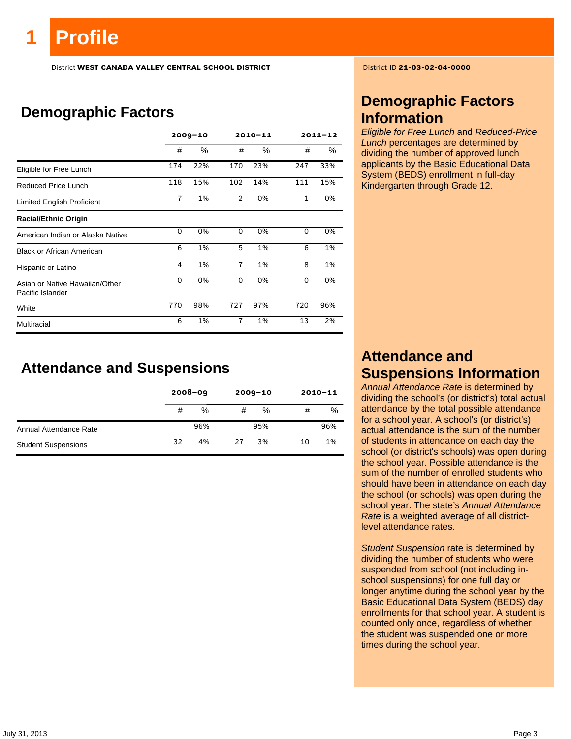# 1 Profile

District **WEST CANADA VALLEY CENTRAL SCHOOL DISTRICT**

District ID **21-03-02-04-0000**

## Demographic Factors

| | 2009–10 | | 2010–11 | | 2011–12 | |
|---|---|---|---|---|---|---|
| | # | % | # | % | # | % |
| Eligible for Free Lunch | 174 | 22% | 170 | 23% | 247 | 33% |
| Reduced Price Lunch | 118 | 15% | 102 | 14% | 111 | 15% |
| Limited English Proficient | 7 | 1% | 2 | 0% | 1 | 0% |
| **Racial/Ethnic Origin** | | | | | | |
| American Indian or Alaska Native | 0 | 0% | 0 | 0% | 0 | 0% |
| Black or African American | 6 | 1% | 5 | 1% | 6 | 1% |
| Hispanic or Latino | 4 | 1% | 7 | 1% | 8 | 1% |
| Asian or Native Hawaiian/Other Pacific Islander | 0 | 0% | 0 | 0% | 0 | 0% |
| White | 770 | 98% | 727 | 97% | 720 | 96% |
| Multiracial | 6 | 1% | 7 | 1% | 13 | 2% |

## Attendance and Suspensions

| | 2008–09 | | 2009–10 | | 2010–11 | |
|---|---|---|---|---|---|---|
| | # | % | # | % | # | % |
| Annual Attendance Rate | | 96% | | 95% | | 96% |
| Student Suspensions | 32 | 4% | 27 | 3% | 10 | 1% |

## Demographic Factors Information

*Eligible for Free Lunch* and *Reduced-Price Lunch* percentages are determined by dividing the number of approved lunch applicants by the Basic Educational Data System (BEDS) enrollment in full-day Kindergarten through Grade 12.

## Attendance and Suspensions Information

*Annual Attendance Rate* is determined by dividing the school's (or district's) total actual attendance by the total possible attendance for a school year. A school's (or district's) actual attendance is the sum of the number of students in attendance on each day the school (or district's schools) was open during the school year. Possible attendance is the sum of the number of enrolled students who should have been in attendance on each day the school (or schools) was open during the school year. The state's *Annual Attendance Rate* is a weighted average of all district-level attendance rates.

*Student Suspension* rate is determined by dividing the number of students who were suspended from school (not including in-school suspensions) for one full day or longer anytime during the school year by the Basic Educational Data System (BEDS) day enrollments for that school year. A student is counted only once, regardless of whether the student was suspended one or more times during the school year.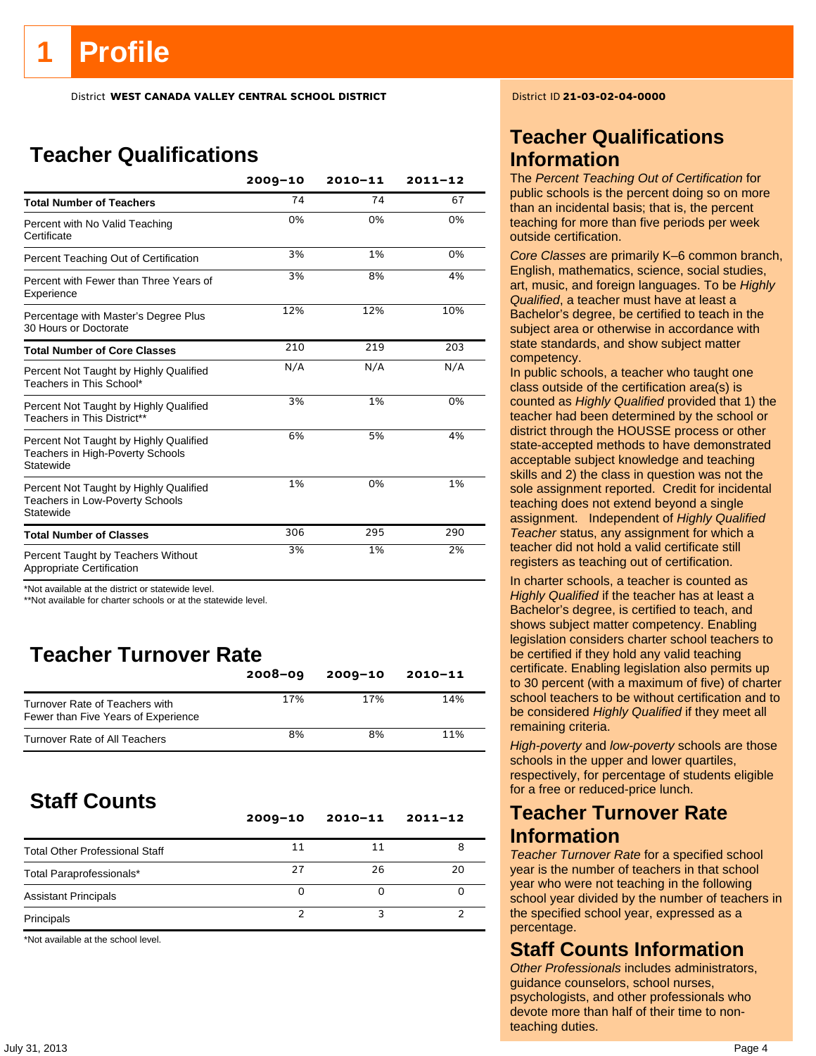# 1 Profile

District **WEST CANADA VALLEY CENTRAL SCHOOL DISTRICT**

District ID **21-03-02-04-0000**

## Teacher Qualifications

| | 2009–10 | 2010–11 | 2011–12 |
|---|---|---|---|
| **Total Number of Teachers** | 74 | 74 | 67 |
| Percent with No Valid Teaching Certificate | 0% | 0% | 0% |
| Percent Teaching Out of Certification | 3% | 1% | 0% |
| Percent with Fewer than Three Years of Experience | 3% | 8% | 4% |
| Percentage with Master's Degree Plus 30 Hours or Doctorate | 12% | 12% | 10% |
| **Total Number of Core Classes** | 210 | 219 | 203 |
| Percent Not Taught by Highly Qualified Teachers in This School* | N/A | N/A | N/A |
| Percent Not Taught by Highly Qualified Teachers in This District** | 3% | 1% | 0% |
| Percent Not Taught by Highly Qualified Teachers in High-Poverty Schools Statewide | 6% | 5% | 4% |
| Percent Not Taught by Highly Qualified Teachers in Low-Poverty Schools Statewide | 1% | 0% | 1% |
| **Total Number of Classes** | 306 | 295 | 290 |
| Percent Taught by Teachers Without Appropriate Certification | 3% | 1% | 2% |

*Not available at the district or statewide level.
**Not available for charter schools or at the statewide level.

## Teacher Turnover Rate

| | 2008–09 | 2009–10 | 2010–11 |
|---|---|---|---|
| Turnover Rate of Teachers with Fewer than Five Years of Experience | 17% | 17% | 14% |
| Turnover Rate of All Teachers | 8% | 8% | 11% |

## Staff Counts

| | 2009–10 | 2010–11 | 2011–12 |
|---|---|---|---|
| Total Other Professional Staff | 11 | 11 | 8 |
| Total Paraprofessionals* | 27 | 26 | 20 |
| Assistant Principals | 0 | 0 | 0 |
| Principals | 2 | 3 | 2 |

*Not available at the school level.

## Teacher Qualifications Information

The *Percent Teaching Out of Certification* for public schools is the percent doing so on more than an incidental basis; that is, the percent teaching for more than five periods per week outside certification.

*Core Classes* are primarily K–6 common branch, English, mathematics, science, social studies, art, music, and foreign languages. To be *Highly Qualified*, a teacher must have at least a Bachelor's degree, be certified to teach in the subject area or otherwise in accordance with state standards, and show subject matter competency.

In public schools, a teacher who taught one class outside of the certification area(s) is counted as *Highly Qualified* provided that 1) the teacher had been determined by the school or district through the HOUSSE process or other state-accepted methods to have demonstrated acceptable subject knowledge and teaching skills and 2) the class in question was not the sole assignment reported. Credit for incidental teaching does not extend beyond a single assignment. Independent of *Highly Qualified Teacher* status, any assignment for which a teacher did not hold a valid certificate still registers as teaching out of certification.

In charter schools, a teacher is counted as *Highly Qualified* if the teacher has at least a Bachelor's degree, is certified to teach, and shows subject matter competency. Enabling legislation considers charter school teachers to be certified if they hold any valid teaching certificate. Enabling legislation also permits up to 30 percent (with a maximum of five) of charter school teachers to be without certification and to be considered *Highly Qualified* if they meet all remaining criteria.

*High-poverty* and *low-poverty* schools are those schools in the upper and lower quartiles, respectively, for percentage of students eligible for a free or reduced-price lunch.

## Teacher Turnover Rate Information

*Teacher Turnover Rate* for a specified school year is the number of teachers in that school year who were not teaching in the following school year divided by the number of teachers in the specified school year, expressed as a percentage.

## Staff Counts Information

*Other Professionals* includes administrators, guidance counselors, school nurses, psychologists, and other professionals who devote more than half of their time to non-teaching duties.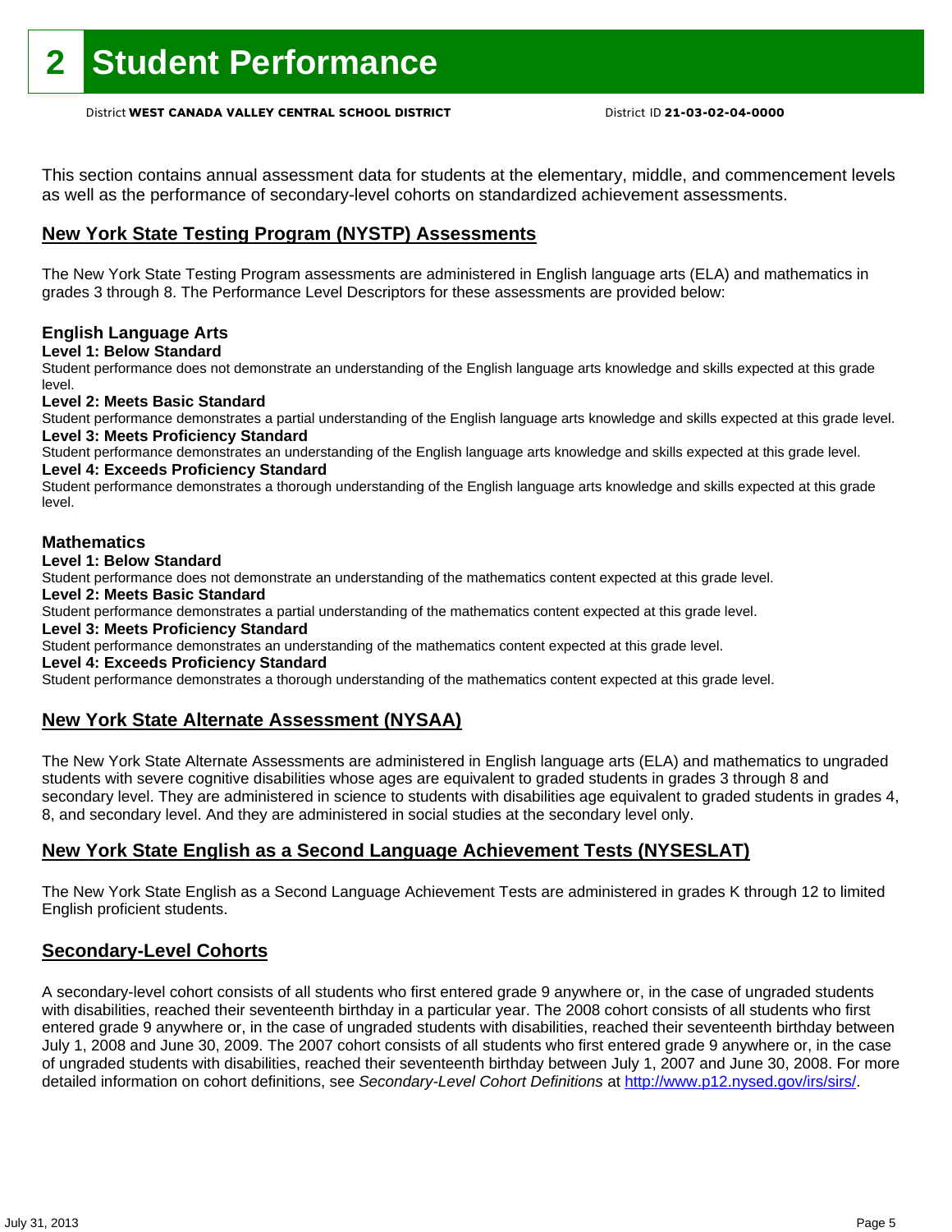# 2 Student Performance

District **WEST CANADA VALLEY CENTRAL SCHOOL DISTRICT** District ID **21-03-02-04-0000**

This section contains annual assessment data for students at the elementary, middle, and commencement levels as well as the performance of secondary-level cohorts on standardized achievement assessments.

## New York State Testing Program (NYSTP) Assessments

The New York State Testing Program assessments are administered in English language arts (ELA) and mathematics in grades 3 through 8. The Performance Level Descriptors for these assessments are provided below:

### English Language Arts

**Level 1: Below Standard**

Student performance does not demonstrate an understanding of the English language arts knowledge and skills expected at this grade level.

**Level 2: Meets Basic Standard**

Student performance demonstrates a partial understanding of the English language arts knowledge and skills expected at this grade level.

**Level 3: Meets Proficiency Standard**

Student performance demonstrates an understanding of the English language arts knowledge and skills expected at this grade level.

**Level 4: Exceeds Proficiency Standard**

Student performance demonstrates a thorough understanding of the English language arts knowledge and skills expected at this grade level.

### Mathematics

**Level 1: Below Standard**

Student performance does not demonstrate an understanding of the mathematics content expected at this grade level.

**Level 2: Meets Basic Standard**

Student performance demonstrates a partial understanding of the mathematics content expected at this grade level.

**Level 3: Meets Proficiency Standard**

Student performance demonstrates an understanding of the mathematics content expected at this grade level.

**Level 4: Exceeds Proficiency Standard**

Student performance demonstrates a thorough understanding of the mathematics content expected at this grade level.

## New York State Alternate Assessment (NYSAA)

The New York State Alternate Assessments are administered in English language arts (ELA) and mathematics to ungraded students with severe cognitive disabilities whose ages are equivalent to graded students in grades 3 through 8 and secondary level. They are administered in science to students with disabilities age equivalent to graded students in grades 4, 8, and secondary level. And they are administered in social studies at the secondary level only.

## New York State English as a Second Language Achievement Tests (NYSESLAT)

The New York State English as a Second Language Achievement Tests are administered in grades K through 12 to limited English proficient students.

## Secondary-Level Cohorts

A secondary-level cohort consists of all students who first entered grade 9 anywhere or, in the case of ungraded students with disabilities, reached their seventeenth birthday in a particular year. The 2008 cohort consists of all students who first entered grade 9 anywhere or, in the case of ungraded students with disabilities, reached their seventeenth birthday between July 1, 2008 and June 30, 2009. The 2007 cohort consists of all students who first entered grade 9 anywhere or, in the case of ungraded students with disabilities, reached their seventeenth birthday between July 1, 2007 and June 30, 2008. For more detailed information on cohort definitions, see *Secondary-Level Cohort Definitions* at http://www.p12.nysed.gov/irs/sirs/.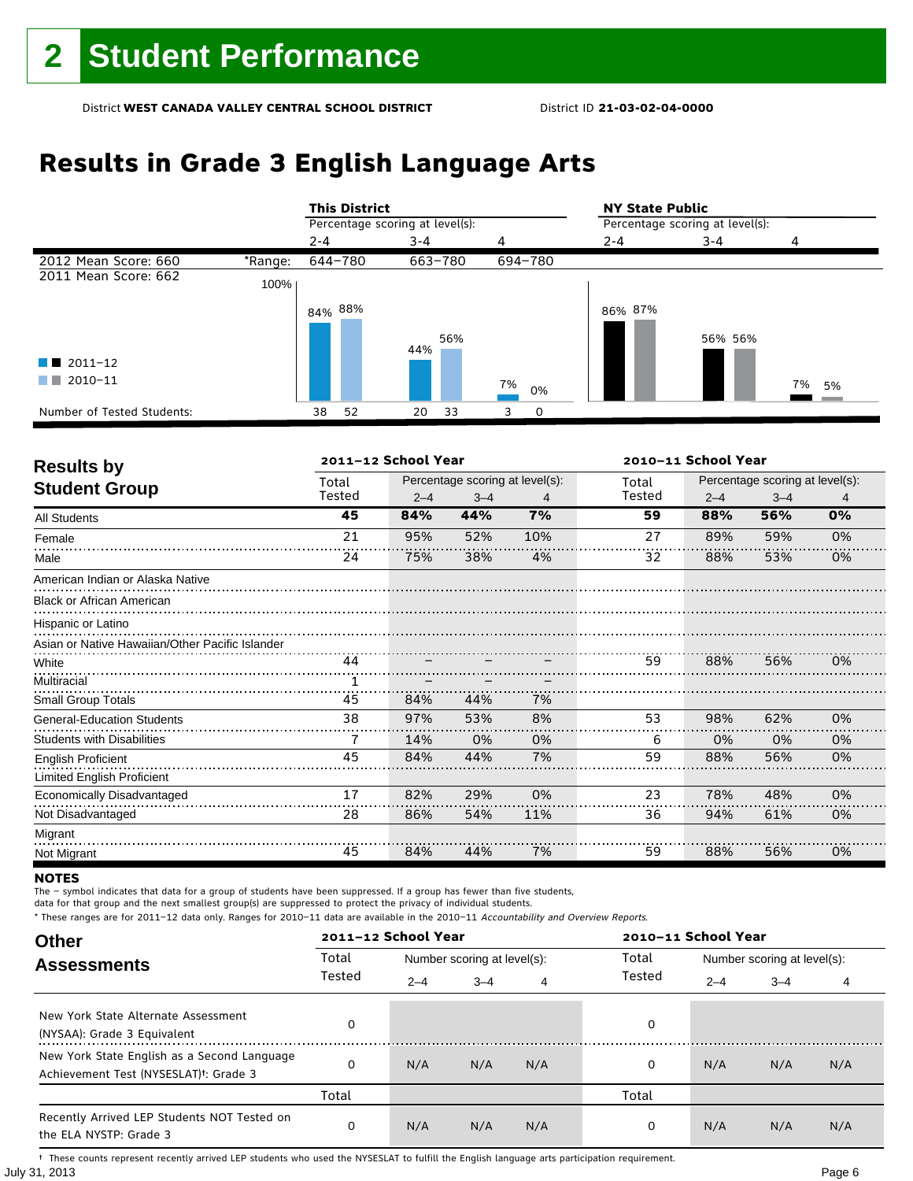# 2 Student Performance

District **WEST CANADA VALLEY CENTRAL SCHOOL DISTRICT** District ID **21-03-02-04-0000**

## Results in Grade 3 English Language Arts

| | | This District | | | NY State Public | | |
|---|---|---|---|---|---|---|---|
| | | Percentage scoring at level(s): | | | Percentage scoring at level(s): | | |
| | | 2-4 | 3-4 | 4 | 2-4 | 3-4 | 4 |
| 2012 Mean Score: 660 | *Range: | 644–780 | 663–780 | 694–780 | | | |
| 2011 Mean Score: 662 | | | | | | | |
| 2011–12 | | 84% | 44% | 7% | 86% | 56% | 7% |
| 2010–11 | | 88% | 56% | 0% | 87% | 56% | 5% |
| Number of Tested Students: 2011–12 | | 38 | 20 | 3 | | | |
| Number of Tested Students: 2010–11 | | 52 | 33 | 0 | | | |

## Results by Student Group

| | 2011–12 School Year | | | | 2010–11 School Year | | | |
|---|---|---|---|---|---|---|---|---|
| | Total Tested | Percentage scoring at level(s): | | | Total Tested | Percentage scoring at level(s): | | |
| | | 2–4 | 3–4 | 4 | | 2–4 | 3–4 | 4 |
| **All Students** | **45** | **84%** | **44%** | **7%** | **59** | **88%** | **56%** | **0%** |
| Female | 21 | 95% | 52% | 10% | 27 | 89% | 59% | 0% |
| Male | 24 | 75% | 38% | 4% | 32 | 88% | 53% | 0% |
| American Indian or Alaska Native | | | | | | | | |
| Black or African American | | | | | | | | |
| Hispanic or Latino | | | | | | | | |
| Asian or Native Hawaiian/Other Pacific Islander | | | | | | | | |
| White | 44 | – | – | – | 59 | 88% | 56% | 0% |
| Multiracial | 1 | – | – | – | | | | |
| Small Group Totals | 45 | 84% | 44% | 7% | | | | |
| General-Education Students | 38 | 97% | 53% | 8% | 53 | 98% | 62% | 0% |
| Students with Disabilities | 7 | 14% | 0% | 0% | 6 | 0% | 0% | 0% |
| English Proficient | 45 | 84% | 44% | 7% | 59 | 88% | 56% | 0% |
| Limited English Proficient | | | | | | | | |
| Economically Disadvantaged | 17 | 82% | 29% | 0% | 23 | 78% | 48% | 0% |
| Not Disadvantaged | 28 | 86% | 54% | 11% | 36 | 94% | 61% | 0% |
| Migrant | | | | | | | | |
| Not Migrant | 45 | 84% | 44% | 7% | 59 | 88% | 56% | 0% |

**NOTES**

The – symbol indicates that data for a group of students have been suppressed. If a group has fewer than five students, data for that group and the next smallest group(s) are suppressed to protect the privacy of individual students.

* These ranges are for 2011–12 data only. Ranges for 2010–11 data are available in the 2010–11 *Accountability and Overview Reports*.

## Other Assessments

| | 2011–12 School Year | | | | 2010–11 School Year | | | |
|---|---|---|---|---|---|---|---|---|
| | Total Tested | Number scoring at level(s): | | | Total Tested | Number scoring at level(s): | | |
| | | 2–4 | 3–4 | 4 | | 2–4 | 3–4 | 4 |
| New York State Alternate Assessment (NYSAA): Grade 3 Equivalent | 0 | | | | 0 | | | |
| New York State English as a Second Language Achievement Test (NYSESLAT)†: Grade 3 | 0 | N/A | N/A | N/A | 0 | N/A | N/A | N/A |
| | Total | | | | Total | | | |
| Recently Arrived LEP Students NOT Tested on the ELA NYSTP: Grade 3 | 0 | N/A | N/A | N/A | 0 | N/A | N/A | N/A |

† These counts represent recently arrived LEP students who used the NYSESLAT to fulfill the English language arts participation requirement.

July 31, 2013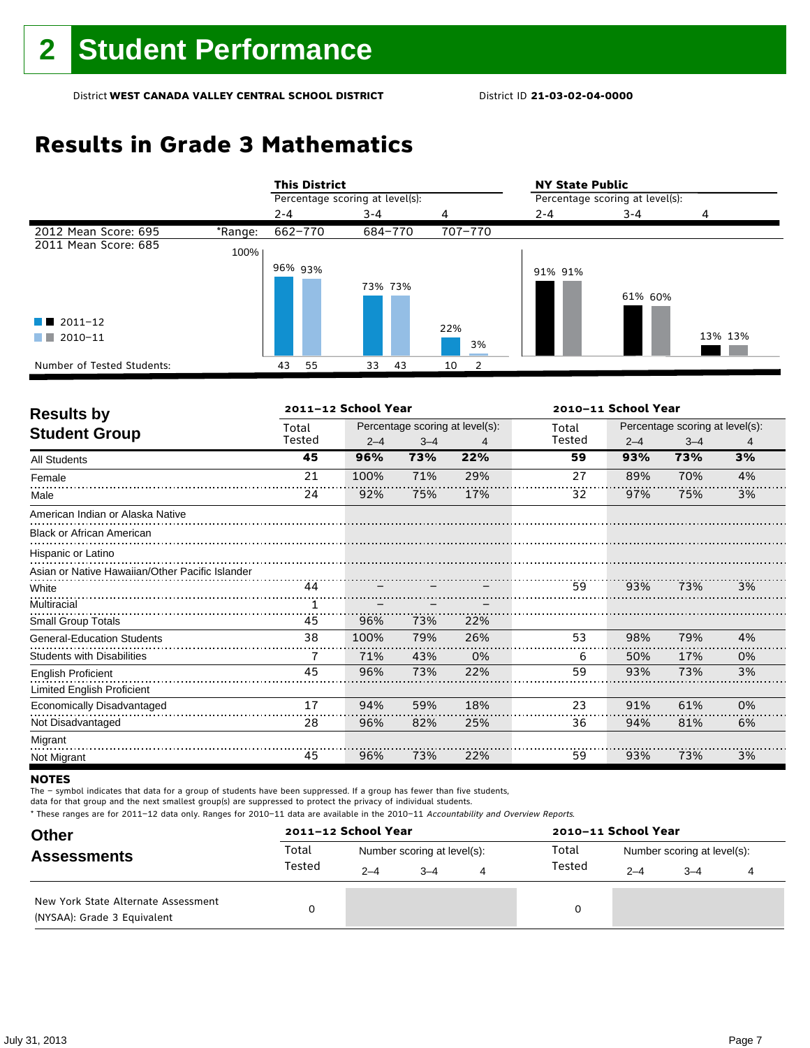# 2 Student Performance

District **WEST CANADA VALLEY CENTRAL SCHOOL DISTRICT** District ID **21-03-02-04-0000**

## Results in Grade 3 Mathematics

| | | This District | | | NY State Public | | |
|---|---|---|---|---|---|---|---|
| | | Percentage scoring at level(s): | | | Percentage scoring at level(s): | | |
| | | 2-4 | 3-4 | 4 | 2-4 | 3-4 | 4 |
| 2012 Mean Score: 695 | *Range: | 662–770 | 684–770 | 707–770 | | | |
| 2011 Mean Score: 685 | | | | | | | |
| 2011–12 | | 96% | 73% | 22% | 91% | 61% | 13% |
| 2010–11 | | 93% | 73% | 3% | 91% | 60% | 13% |
| Number of Tested Students: 2011–12 | | 43 | 33 | 10 | | | |
| Number of Tested Students: 2010–11 | | 55 | 43 | 2 | | | |

## Results by Student Group

| | 2011–12 School Year | | | | 2010–11 School Year | | | |
|---|---|---|---|---|---|---|---|---|
| | Total Tested | Percentage scoring at level(s): 2–4 | 3–4 | 4 | Total Tested | Percentage scoring at level(s): 2–4 | 3–4 | 4 |
| **All Students** | **45** | **96%** | **73%** | **22%** | **59** | **93%** | **73%** | **3%** |
| Female | 21 | 100% | 71% | 29% | 27 | 89% | 70% | 4% |
| Male | 24 | 92% | 75% | 17% | 32 | 97% | 75% | 3% |
| American Indian or Alaska Native | | | | | | | | |
| Black or African American | | | | | | | | |
| Hispanic or Latino | | | | | | | | |
| Asian or Native Hawaiian/Other Pacific Islander | | | | | | | | |
| White | 44 | – | – | – | 59 | 93% | 73% | 3% |
| Multiracial | 1 | – | – | – | | | | |
| Small Group Totals | 45 | 96% | 73% | 22% | | | | |
| General-Education Students | 38 | 100% | 79% | 26% | 53 | 98% | 79% | 4% |
| Students with Disabilities | 7 | 71% | 43% | 0% | 6 | 50% | 17% | 0% |
| English Proficient | 45 | 96% | 73% | 22% | 59 | 93% | 73% | 3% |
| Limited English Proficient | | | | | | | | |
| Economically Disadvantaged | 17 | 94% | 59% | 18% | 23 | 91% | 61% | 0% |
| Not Disadvantaged | 28 | 96% | 82% | 25% | 36 | 94% | 81% | 6% |
| Migrant | | | | | | | | |
| Not Migrant | 45 | 96% | 73% | 22% | 59 | 93% | 73% | 3% |

**NOTES**

The – symbol indicates that data for a group of students have been suppressed. If a group has fewer than five students, data for that group and the next smallest group(s) are suppressed to protect the privacy of individual students.

* These ranges are for 2011–12 data only. Ranges for 2010–11 data are available in the 2010–11 *Accountability and Overview Reports*.

## Other Assessments

| | 2011–12 School Year | | | | 2010–11 School Year | | | |
|---|---|---|---|---|---|---|---|---|
| | Total Tested | Number scoring at level(s): 2–4 | 3–4 | 4 | Total Tested | Number scoring at level(s): 2–4 | 3–4 | 4 |
| New York State Alternate Assessment (NYSAA): Grade 3 Equivalent | 0 | | | | 0 | | | |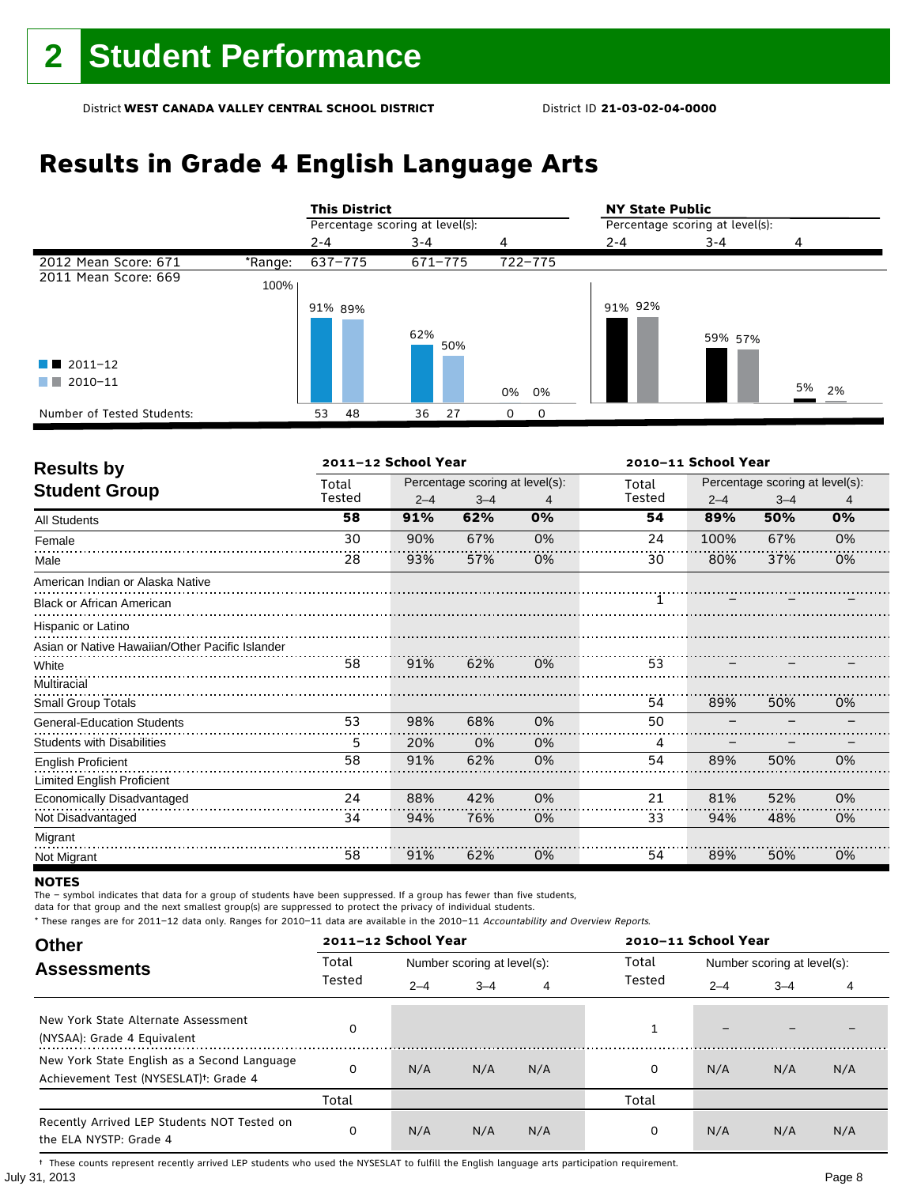# 2 Student Performance

District **WEST CANADA VALLEY CENTRAL SCHOOL DISTRICT** District ID **21-03-02-04-0000**

## Results in Grade 4 English Language Arts

| | | **This District** | | | **NY State Public** | | |
|---|---|---|---|---|---|---|---|
| | | Percentage scoring at level(s): | | | Percentage scoring at level(s): | | |
| | | 2-4 | 3-4 | 4 | 2-4 | 3-4 | 4 |
| 2012 Mean Score: 671 | *Range: | 637–775 | 671–775 | 722–775 | | | |
| 2011 Mean Score: 669 | | | | | | | |
| 2011–12 | | 91% | 62% | 0% | 91% | 59% | 5% |
| 2010–11 | | 89% | 50% | 0% | 92% | 57% | 2% |
| Number of Tested Students: 2011–12 | | 53 | 36 | 0 | | | |
| Number of Tested Students: 2010–11 | | 48 | 27 | 0 | | | |

## Results by Student Group

| | 2011–12 School Year | | | | 2010–11 School Year | | | |
|---|---|---|---|---|---|---|---|---|
| | Total Tested | Percentage scoring at level(s): 2–4 | 3–4 | 4 | Total Tested | Percentage scoring at level(s): 2–4 | 3–4 | 4 |
| **All Students** | **58** | **91%** | **62%** | **0%** | **54** | **89%** | **50%** | **0%** |
| Female | 30 | 90% | 67% | 0% | 24 | 100% | 67% | 0% |
| Male | 28 | 93% | 57% | 0% | 30 | 80% | 37% | 0% |
| American Indian or Alaska Native | | | | | | | | |
| Black or African American | | | | | 1 | – | – | – |
| Hispanic or Latino | | | | | | | | |
| Asian or Native Hawaiian/Other Pacific Islander | | | | | | | | |
| White | 58 | 91% | 62% | 0% | 53 | – | – | – |
| Multiracial | | | | | | | | |
| Small Group Totals | | | | | 54 | 89% | 50% | 0% |
| General-Education Students | 53 | 98% | 68% | 0% | 50 | – | – | – |
| Students with Disabilities | 5 | 20% | 0% | 0% | 4 | – | – | – |
| English Proficient | 58 | 91% | 62% | 0% | 54 | 89% | 50% | 0% |
| Limited English Proficient | | | | | | | | |
| Economically Disadvantaged | 24 | 88% | 42% | 0% | 21 | 81% | 52% | 0% |
| Not Disadvantaged | 34 | 94% | 76% | 0% | 33 | 94% | 48% | 0% |
| Migrant | | | | | | | | |
| Not Migrant | 58 | 91% | 62% | 0% | 54 | 89% | 50% | 0% |

**NOTES**

The – symbol indicates that data for a group of students have been suppressed. If a group has fewer than five students, data for that group and the next smallest group(s) are suppressed to protect the privacy of individual students.

* These ranges are for 2011–12 data only. Ranges for 2010–11 data are available in the 2010–11 *Accountability and Overview Reports*.

## Other Assessments

| | 2011–12 School Year | | | | 2010–11 School Year | | | |
|---|---|---|---|---|---|---|---|---|
| | Total Tested | Number scoring at level(s): 2–4 | 3–4 | 4 | Total Tested | Number scoring at level(s): 2–4 | 3–4 | 4 |
| New York State Alternate Assessment (NYSAA): Grade 4 Equivalent | 0 | | | | 1 | – | – | – |
| New York State English as a Second Language Achievement Test (NYSESLAT)†: Grade 4 | 0 | N/A | N/A | N/A | 0 | N/A | N/A | N/A |
| | Total | | | | Total | | | |
| Recently Arrived LEP Students NOT Tested on the ELA NYSTP: Grade 4 | 0 | N/A | N/A | N/A | 0 | N/A | N/A | N/A |

† These counts represent recently arrived LEP students who used the NYSESLAT to fulfill the English language arts participation requirement.

July 31, 2013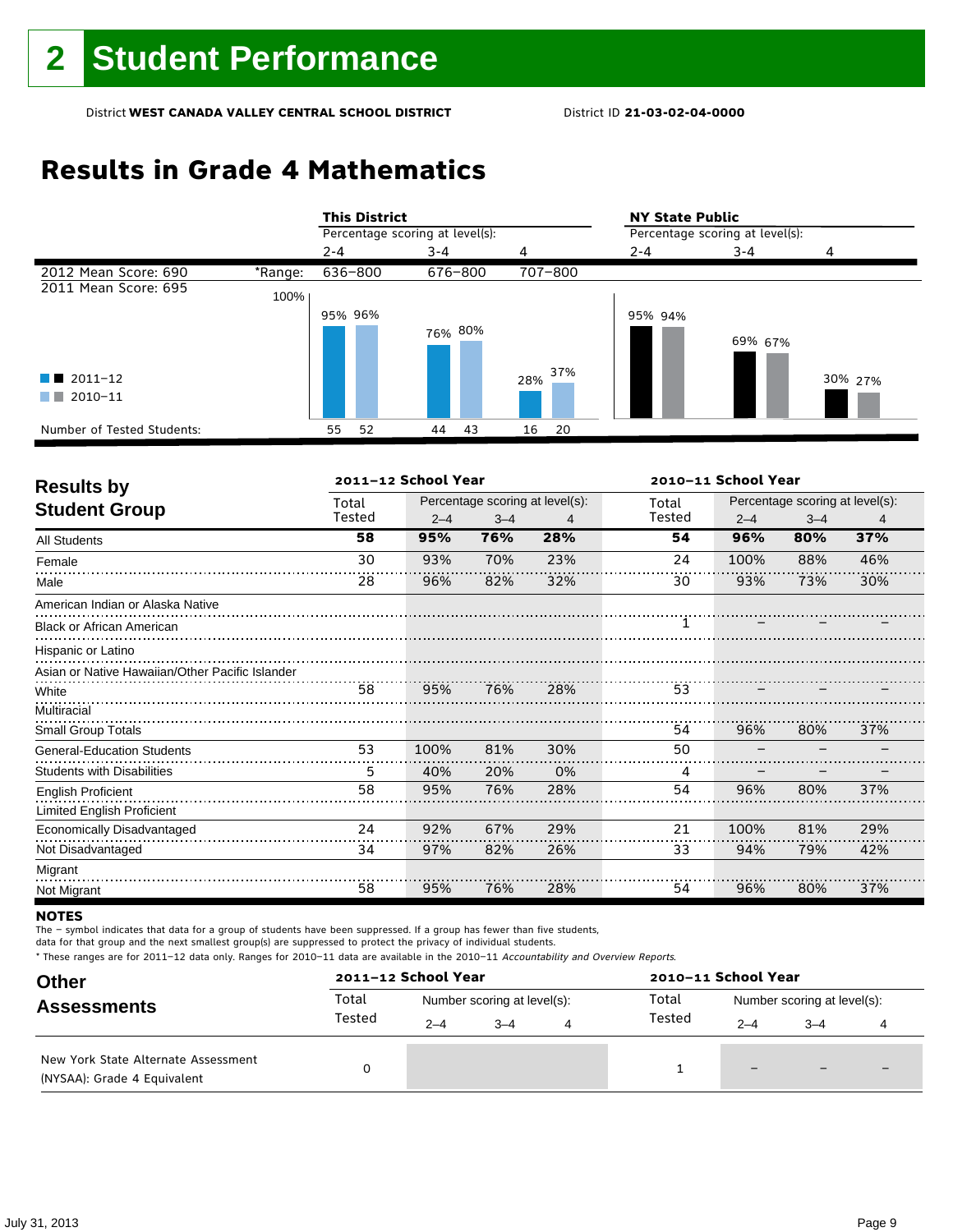# 2 Student Performance

District **WEST CANADA VALLEY CENTRAL SCHOOL DISTRICT** District ID **21-03-02-04-0000**

## Results in Grade 4 Mathematics

| | | This District | | | NY State Public | | |
|---|---|---|---|---|---|---|---|
| | | Percentage scoring at level(s): | | | Percentage scoring at level(s): | | |
| | | 2-4 | 3-4 | 4 | 2-4 | 3-4 | 4 |
| 2012 Mean Score: 690 | *Range: | 636–800 | 676–800 | 707–800 | | | |
| 2011 Mean Score: 695 | | | | | | | |
| 2011–12 | | 95% | 76% | 28% | 95% | 69% | 30% |
| 2010–11 | | 96% | 80% | 37% | 94% | 67% | 27% |
| Number of Tested Students: 2011–12 | | 55 | 44 | 16 | | | |
| Number of Tested Students: 2010–11 | | 52 | 43 | 20 | | | |

## Results by Student Group

| | 2011–12 School Year | | | | 2010–11 School Year | | | |
|---|---|---|---|---|---|---|---|---|
| | Total Tested | Percentage scoring at level(s): | | | Total Tested | Percentage scoring at level(s): | | |
| | | 2–4 | 3–4 | 4 | | 2–4 | 3–4 | 4 |
| **All Students** | **58** | **95%** | **76%** | **28%** | **54** | **96%** | **80%** | **37%** |
| Female | 30 | 93% | 70% | 23% | 24 | 100% | 88% | 46% |
| Male | 28 | 96% | 82% | 32% | 30 | 93% | 73% | 30% |
| American Indian or Alaska Native | | | | | | | | |
| Black or African American | | | | | 1 | – | – | – |
| Hispanic or Latino | | | | | | | | |
| Asian or Native Hawaiian/Other Pacific Islander | | | | | | | | |
| White | 58 | 95% | 76% | 28% | 53 | – | – | – |
| Multiracial | | | | | | | | |
| Small Group Totals | | | | | 54 | 96% | 80% | 37% |
| General-Education Students | 53 | 100% | 81% | 30% | 50 | – | – | – |
| Students with Disabilities | 5 | 40% | 20% | 0% | 4 | – | – | – |
| English Proficient | 58 | 95% | 76% | 28% | 54 | 96% | 80% | 37% |
| Limited English Proficient | | | | | | | | |
| Economically Disadvantaged | 24 | 92% | 67% | 29% | 21 | 100% | 81% | 29% |
| Not Disadvantaged | 34 | 97% | 82% | 26% | 33 | 94% | 79% | 42% |
| Migrant | | | | | | | | |
| Not Migrant | 58 | 95% | 76% | 28% | 54 | 96% | 80% | 37% |

**NOTES**

The – symbol indicates that data for a group of students have been suppressed. If a group has fewer than five students, data for that group and the next smallest group(s) are suppressed to protect the privacy of individual students.

* These ranges are for 2011–12 data only. Ranges for 2010–11 data are available in the 2010–11 *Accountability and Overview Reports*.

## Other Assessments

| | 2011–12 School Year | | | | 2010–11 School Year | | | |
|---|---|---|---|---|---|---|---|---|
| | Total Tested | Number scoring at level(s): | | | Total Tested | Number scoring at level(s): | | |
| | | 2–4 | 3–4 | 4 | | 2–4 | 3–4 | 4 |
| New York State Alternate Assessment (NYSAA): Grade 4 Equivalent | 0 | | | | 1 | – | – | – |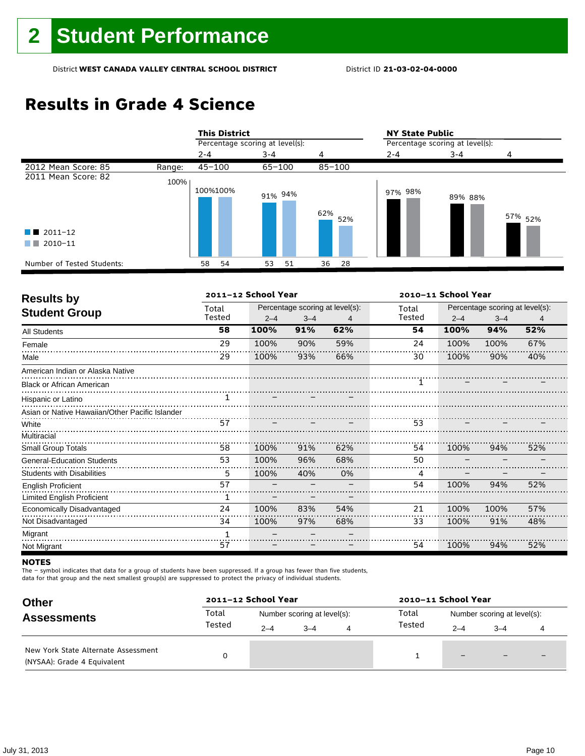# 2 Student Performance

District **WEST CANADA VALLEY CENTRAL SCHOOL DISTRICT** District ID **21-03-02-04-0000**

## Results in Grade 4 Science

| | | This District | | | NY State Public | | |
|---|---|---|---|---|---|---|---|
| | | Percentage scoring at level(s): | | | Percentage scoring at level(s): | | |
| | | 2-4 | 3-4 | 4 | 2-4 | 3-4 | 4 |
| 2012 Mean Score: 85 | Range: | 45–100 | 65–100 | 85–100 | | | |
| 2011 Mean Score: 82 | | | | | | | |
| 2011–12 | | 100% | 91% | 62% | 97% | 89% | 57% |
| 2010–11 | | 100% | 94% | 52% | 98% | 88% | 52% |
| Number of Tested Students: 2011–12 | | 58 | 53 | 36 | | | |
| Number of Tested Students: 2010–11 | | 54 | 51 | 28 | | | |

## Results by Student Group

| | 2011–12 School Year | | | | 2010–11 School Year | | | |
|---|---|---|---|---|---|---|---|---|
| | Total Tested | Percentage scoring at level(s): 2–4 | 3–4 | 4 | Total Tested | Percentage scoring at level(s): 2–4 | 3–4 | 4 |
| **All Students** | **58** | **100%** | **91%** | **62%** | **54** | **100%** | **94%** | **52%** |
| Female | 29 | 100% | 90% | 59% | 24 | 100% | 100% | 67% |
| Male | 29 | 100% | 93% | 66% | 30 | 100% | 90% | 40% |
| American Indian or Alaska Native | | | | | | | | |
| Black or African American | | | | | 1 | – | – | – |
| Hispanic or Latino | 1 | – | – | – | | | | |
| Asian or Native Hawaiian/Other Pacific Islander | | | | | | | | |
| White | 57 | – | – | – | 53 | – | – | – |
| Multiracial | | | | | | | | |
| Small Group Totals | 58 | 100% | 91% | 62% | 54 | 100% | 94% | 52% |
| General-Education Students | 53 | 100% | 96% | 68% | 50 | – | – | – |
| Students with Disabilities | 5 | 100% | 40% | 0% | 4 | – | – | – |
| English Proficient | 57 | – | – | – | 54 | 100% | 94% | 52% |
| Limited English Proficient | 1 | – | – | – | | | | |
| Economically Disadvantaged | 24 | 100% | 83% | 54% | 21 | 100% | 100% | 57% |
| Not Disadvantaged | 34 | 100% | 97% | 68% | 33 | 100% | 91% | 48% |
| Migrant | 1 | – | – | – | | | | |
| Not Migrant | 57 | – | – | – | 54 | 100% | 94% | 52% |

**NOTES**

The – symbol indicates that data for a group of students have been suppressed. If a group has fewer than five students, data for that group and the next smallest group(s) are suppressed to protect the privacy of individual students.

## Other Assessments

| | 2011–12 School Year | | | | 2010–11 School Year | | | |
|---|---|---|---|---|---|---|---|---|
| | Total Tested | Number scoring at level(s): 2–4 | 3–4 | 4 | Total Tested | Number scoring at level(s): 2–4 | 3–4 | 4 |
| New York State Alternate Assessment (NYSAA): Grade 4 Equivalent | 0 | | | | 1 | – | – | – |

July 31, 2013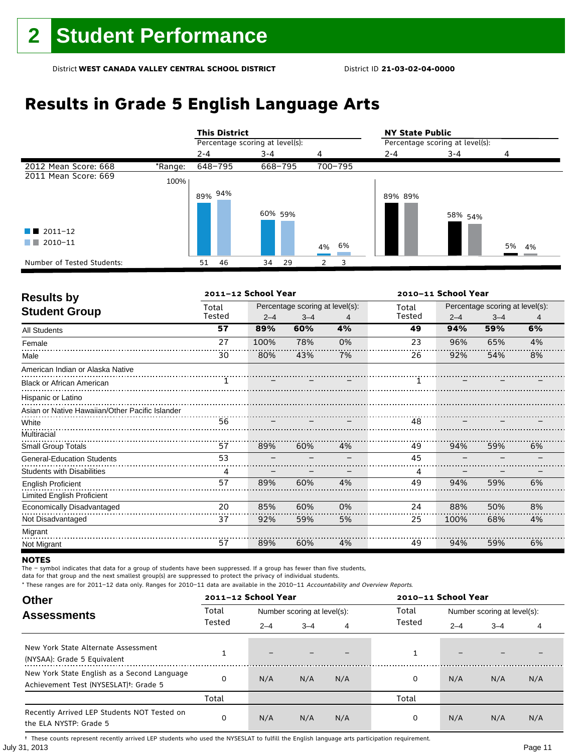# 2 Student Performance

District **WEST CANADA VALLEY CENTRAL SCHOOL DISTRICT** District ID **21-03-02-04-0000**

## Results in Grade 5 English Language Arts

| | | This District | | | NY State Public | | |
|---|---|---|---|---|---|---|---|
| | | Percentage scoring at level(s): | | | Percentage scoring at level(s): | | |
| | | 2-4 | 3-4 | 4 | 2-4 | 3-4 | 4 |
| 2012 Mean Score: 668 | *Range: | 648–795 | 668–795 | 700–795 | | | |
| 2011 Mean Score: 669 | | | | | | | |
| 2011–12 | | 89% | 60% | 4% | 89% | 58% | 5% |
| 2010–11 | | 94% | 59% | 6% | 89% | 54% | 4% |
| Number of Tested Students: 2011–12 | | 51 | 34 | 2 | | | |
| Number of Tested Students: 2010–11 | | 46 | 29 | 3 | | | |

## Results by Student Group

| | 2011–12 School Year | | | | 2010–11 School Year | | | |
|---|---|---|---|---|---|---|---|---|
| | Total Tested | Percentage scoring at level(s): 2–4 | 3–4 | 4 | Total Tested | Percentage scoring at level(s): 2–4 | 3–4 | 4 |
| **All Students** | **57** | **89%** | **60%** | **4%** | **49** | **94%** | **59%** | **6%** |
| Female | 27 | 100% | 78% | 0% | 23 | 96% | 65% | 4% |
| Male | 30 | 80% | 43% | 7% | 26 | 92% | 54% | 8% |
| American Indian or Alaska Native | | | | | | | | |
| Black or African American | 1 | – | – | – | 1 | – | – | – |
| Hispanic or Latino | | | | | | | | |
| Asian or Native Hawaiian/Other Pacific Islander | | | | | | | | |
| White | 56 | – | – | – | 48 | – | – | – |
| Multiracial | | | | | | | | |
| Small Group Totals | 57 | 89% | 60% | 4% | 49 | 94% | 59% | 6% |
| General-Education Students | 53 | – | – | – | 45 | – | – | – |
| Students with Disabilities | 4 | – | – | – | 4 | – | – | – |
| English Proficient | 57 | 89% | 60% | 4% | 49 | 94% | 59% | 6% |
| Limited English Proficient | | | | | | | | |
| Economically Disadvantaged | 20 | 85% | 60% | 0% | 24 | 88% | 50% | 8% |
| Not Disadvantaged | 37 | 92% | 59% | 5% | 25 | 100% | 68% | 4% |
| Migrant | | | | | | | | |
| Not Migrant | 57 | 89% | 60% | 4% | 49 | 94% | 59% | 6% |

**NOTES**

The – symbol indicates that data for a group of students have been suppressed. If a group has fewer than five students, data for that group and the next smallest group(s) are suppressed to protect the privacy of individual students.

* These ranges are for 2011–12 data only. Ranges for 2010–11 data are available in the 2010–11 *Accountability and Overview Reports.*

## Other Assessments

| | 2011–12 School Year | | | | 2010–11 School Year | | | |
|---|---|---|---|---|---|---|---|---|
| | Total Tested | Number scoring at level(s): 2–4 | 3–4 | 4 | Total Tested | Number scoring at level(s): 2–4 | 3–4 | 4 |
| New York State Alternate Assessment (NYSAA): Grade 5 Equivalent | 1 | – | – | – | 1 | – | – | – |
| New York State English as a Second Language Achievement Test (NYSESLAT)†: Grade 5 | 0 | N/A | N/A | N/A | 0 | N/A | N/A | N/A |
| | Total | | | | Total | | | |
| Recently Arrived LEP Students NOT Tested on the ELA NYSTP: Grade 5 | 0 | N/A | N/A | N/A | 0 | N/A | N/A | N/A |

† These counts represent recently arrived LEP students who used the NYSESLAT to fulfill the English language arts participation requirement.

July 31, 2013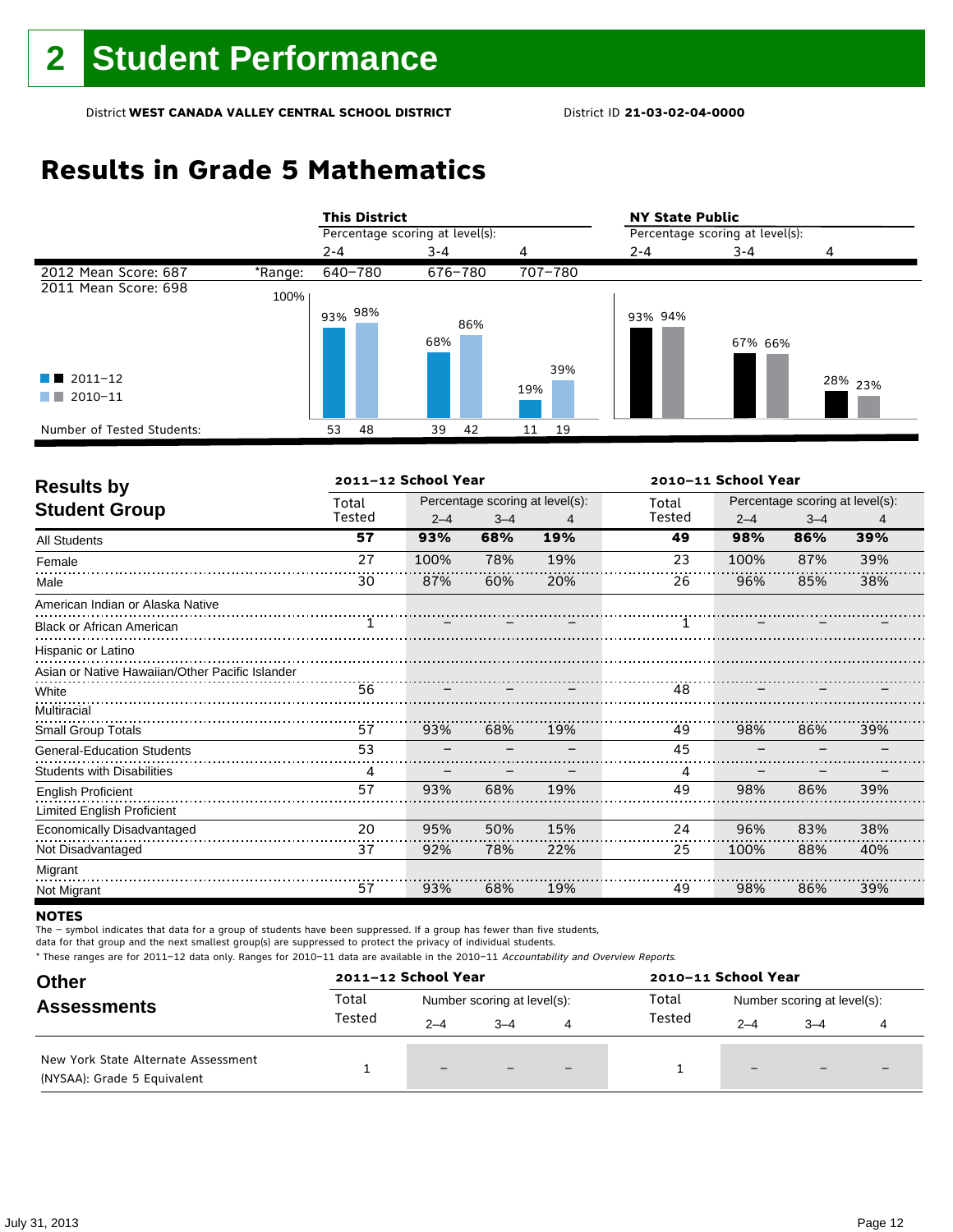# 2 Student Performance

District **WEST CANADA VALLEY CENTRAL SCHOOL DISTRICT** District ID **21-03-02-04-0000**

## Results in Grade 5 Mathematics

| | | This District | | | NY State Public | | |
|---|---|---|---|---|---|---|---|
| | | Percentage scoring at level(s): | | | Percentage scoring at level(s): | | |
| | | 2-4 | 3-4 | 4 | 2-4 | 3-4 | 4 |
| 2012 Mean Score: 687 | *Range: | 640–780 | 676–780 | 707–780 | | | |
| 2011 Mean Score: 698 | | | | | | | |
| 2011–12 | | 93% | 68% | 19% | 93% | 67% | 28% |
| 2010–11 | | 98% | 86% | 39% | 94% | 66% | 23% |
| Number of Tested Students: 2011–12 | | 53 | 39 | 11 | | | |
| Number of Tested Students: 2010–11 | | 48 | 42 | 19 | | | |

## Results by Student Group

| | 2011–12 School Year | | | | 2010–11 School Year | | | |
|---|---|---|---|---|---|---|---|---|
| | Total Tested | Percentage scoring at level(s): 2–4 | 3–4 | 4 | Total Tested | Percentage scoring at level(s): 2–4 | 3–4 | 4 |
| All Students | **57** | **93%** | **68%** | **19%** | **49** | **98%** | **86%** | **39%** |
| Female | 27 | 100% | 78% | 19% | 23 | 100% | 87% | 39% |
| Male | 30 | 87% | 60% | 20% | 26 | 96% | 85% | 38% |
| American Indian or Alaska Native | | | | | | | | |
| Black or African American | 1 | – | – | – | 1 | – | – | – |
| Hispanic or Latino | | | | | | | | |
| Asian or Native Hawaiian/Other Pacific Islander | | | | | | | | |
| White | 56 | – | – | – | 48 | – | – | – |
| Multiracial | | | | | | | | |
| Small Group Totals | 57 | 93% | 68% | 19% | 49 | 98% | 86% | 39% |
| General-Education Students | 53 | – | – | – | 45 | – | – | – |
| Students with Disabilities | 4 | – | – | – | 4 | – | – | – |
| English Proficient | 57 | 93% | 68% | 19% | 49 | 98% | 86% | 39% |
| Limited English Proficient | | | | | | | | |
| Economically Disadvantaged | 20 | 95% | 50% | 15% | 24 | 96% | 83% | 38% |
| Not Disadvantaged | 37 | 92% | 78% | 22% | 25 | 100% | 88% | 40% |
| Migrant | | | | | | | | |
| Not Migrant | 57 | 93% | 68% | 19% | 49 | 98% | 86% | 39% |

**NOTES**

The – symbol indicates that data for a group of students have been suppressed. If a group has fewer than five students, data for that group and the next smallest group(s) are suppressed to protect the privacy of individual students.

* These ranges are for 2011–12 data only. Ranges for 2010–11 data are available in the 2010–11 *Accountability and Overview Reports*.

## Other Assessments

| | 2011–12 School Year | | | | 2010–11 School Year | | | |
|---|---|---|---|---|---|---|---|---|
| | Total Tested | Number scoring at level(s): 2–4 | 3–4 | 4 | Total Tested | Number scoring at level(s): 2–4 | 3–4 | 4 |
| New York State Alternate Assessment (NYSAA): Grade 5 Equivalent | 1 | – | – | – | 1 | – | – | – |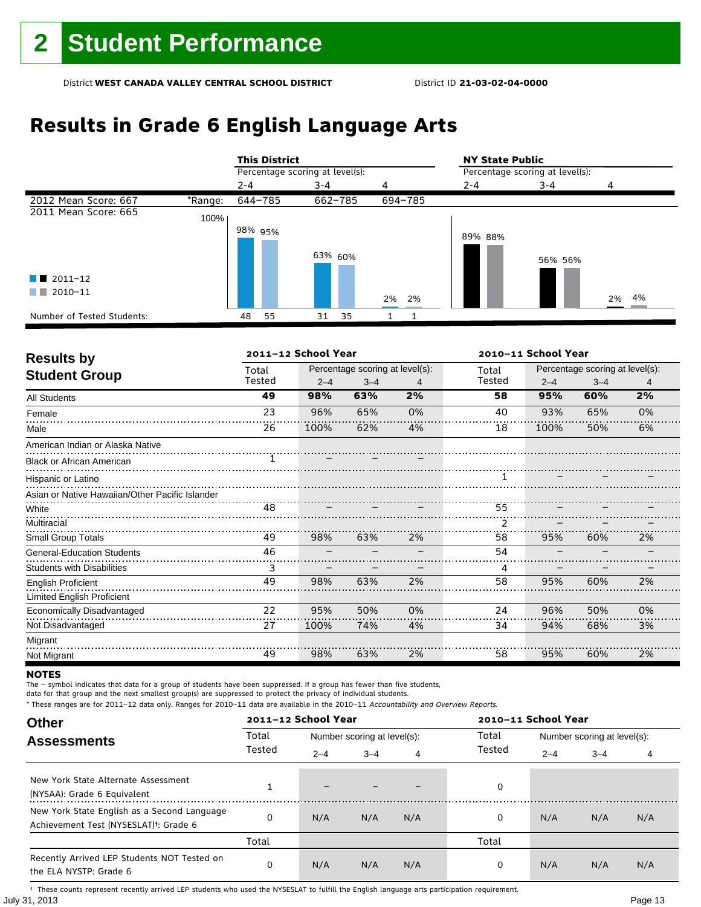# 2 Student Performance

District **WEST CANADA VALLEY CENTRAL SCHOOL DISTRICT** District ID **21-03-02-04-0000**

# Results in Grade 6 English Language Arts

| | This District | | | NY State Public | | |
|---|---|---|---|---|---|---|
| | Percentage scoring at level(s): | | | Percentage scoring at level(s): | | |
| | 2-4 | 3-4 | 4 | 2-4 | 3-4 | 4 |
| 2012 Mean Score: 667 *Range: | 644–785 | 662–785 | 694–785 | | | |
| 2011 Mean Score: 665 | | | | | | |
| 2011–12 | 98% | 63% | 2% | 89% | 56% | 2% |
| 2010–11 | 95% | 60% | 2% | 88% | 56% | 4% |
| Number of Tested Students: 2011–12 | 48 | 31 | 1 | | | |
| Number of Tested Students: 2010–11 | 55 | 35 | 1 | | | |

## Results by Student Group

| | 2011–12 School Year | | | | 2010–11 School Year | | | |
|---|---|---|---|---|---|---|---|---|
| | Total Tested | Percentage scoring at level(s): | | | Total Tested | Percentage scoring at level(s): | | |
| | | 2–4 | 3–4 | 4 | | 2–4 | 3–4 | 4 |
| **All Students** | **49** | **98%** | **63%** | **2%** | **58** | **95%** | **60%** | **2%** |
| Female | 23 | 96% | 65% | 0% | 40 | 93% | 65% | 0% |
| Male | 26 | 100% | 62% | 4% | 18 | 100% | 50% | 6% |
| American Indian or Alaska Native | | | | | | | | |
| Black or African American | 1 | – | – | – | | | | |
| Hispanic or Latino | | | | | 1 | – | – | – |
| Asian or Native Hawaiian/Other Pacific Islander | | | | | | | | |
| White | 48 | – | – | – | 55 | – | – | – |
| Multiracial | | | | | 2 | – | – | – |
| Small Group Totals | 49 | 98% | 63% | 2% | 58 | 95% | 60% | 2% |
| General-Education Students | 46 | – | – | – | 54 | – | – | – |
| Students with Disabilities | 3 | – | – | – | 4 | – | – | – |
| English Proficient | 49 | 98% | 63% | 2% | 58 | 95% | 60% | 2% |
| Limited English Proficient | | | | | | | | |
| Economically Disadvantaged | 22 | 95% | 50% | 0% | 24 | 96% | 50% | 0% |
| Not Disadvantaged | 27 | 100% | 74% | 4% | 34 | 94% | 68% | 3% |
| Migrant | | | | | | | | |
| Not Migrant | 49 | 98% | 63% | 2% | 58 | 95% | 60% | 2% |

**NOTES**

The – symbol indicates that data for a group of students have been suppressed. If a group has fewer than five students, data for that group and the next smallest group(s) are suppressed to protect the privacy of individual students.

* These ranges are for 2011–12 data only. Ranges for 2010–11 data are available in the 2010–11 *Accountability and Overview Reports*.

## Other Assessments

| | 2011–12 School Year | | | | 2010–11 School Year | | | |
|---|---|---|---|---|---|---|---|---|
| | Total Tested | Number scoring at level(s): | | | Total Tested | Number scoring at level(s): | | |
| | | 2–4 | 3–4 | 4 | | 2–4 | 3–4 | 4 |
| New York State Alternate Assessment (NYSAA): Grade 6 Equivalent | 1 | – | – | – | 0 | | | |
| New York State English as a Second Language Achievement Test (NYSESLAT)†: Grade 6 | 0 | N/A | N/A | N/A | 0 | N/A | N/A | N/A |
| | Total | | | | Total | | | |
| Recently Arrived LEP Students NOT Tested on the ELA NYSTP: Grade 6 | 0 | N/A | N/A | N/A | 0 | N/A | N/A | N/A |

† These counts represent recently arrived LEP students who used the NYSESLAT to fulfill the English language arts participation requirement.

July 31, 2013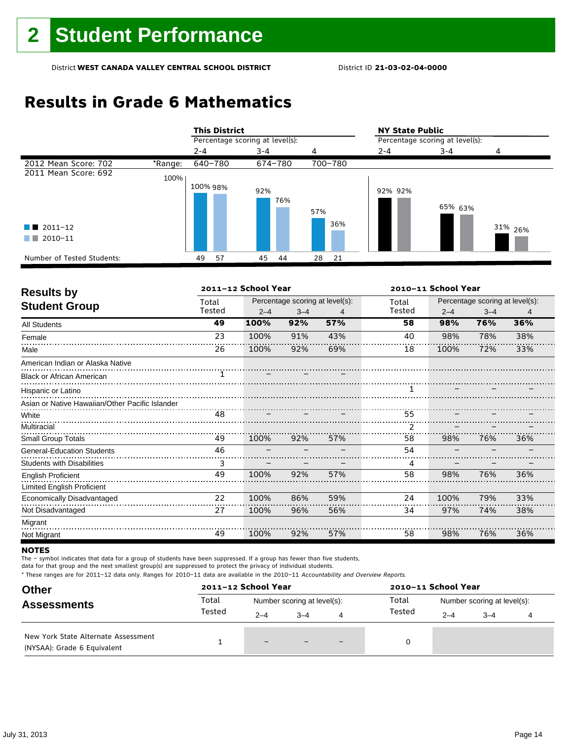# 2 Student Performance

District **WEST CANADA VALLEY CENTRAL SCHOOL DISTRICT** District ID **21-03-02-04-0000**

## Results in Grade 6 Mathematics

| | | This District | | | NY State Public | | |
|---|---|---|---|---|---|---|---|
| | | Percentage scoring at level(s): | | | Percentage scoring at level(s): | | |
| | | 2-4 | 3-4 | 4 | 2-4 | 3-4 | 4 |
| 2012 Mean Score: 702 | *Range: | 640–780 | 674–780 | 700–780 | | | |
| 2011 Mean Score: 692 | | | | | | | |
| 2011–12 | | 100% | 92% | 57% | 92% | 65% | 31% |
| 2010–11 | | 98% | 76% | 36% | 92% | 63% | 26% |
| Number of Tested Students: 2011–12 | | 49 | 45 | 28 | | | |
| Number of Tested Students: 2010–11 | | 57 | 44 | 21 | | | |

## Results by Student Group

| | 2011–12 School Year | | | | 2010–11 School Year | | | |
|---|---|---|---|---|---|---|---|---|
| | Total Tested | Percentage scoring at level(s): | | | Total Tested | Percentage scoring at level(s): | | |
| | | 2–4 | 3–4 | 4 | | 2–4 | 3–4 | 4 |
| **All Students** | **49** | **100%** | **92%** | **57%** | **58** | **98%** | **76%** | **36%** |
| Female | 23 | 100% | 91% | 43% | 40 | 98% | 78% | 38% |
| Male | 26 | 100% | 92% | 69% | 18 | 100% | 72% | 33% |
| American Indian or Alaska Native | | | | | | | | |
| Black or African American | 1 | – | – | – | | | | |
| Hispanic or Latino | | | | | 1 | – | – | – |
| Asian or Native Hawaiian/Other Pacific Islander | | | | | | | | |
| White | 48 | – | – | – | 55 | – | – | – |
| Multiracial | | | | | 2 | – | – | – |
| Small Group Totals | 49 | 100% | 92% | 57% | 58 | 98% | 76% | 36% |
| General-Education Students | 46 | – | – | – | 54 | – | – | – |
| Students with Disabilities | 3 | – | – | – | 4 | – | – | – |
| English Proficient | 49 | 100% | 92% | 57% | 58 | 98% | 76% | 36% |
| Limited English Proficient | | | | | | | | |
| Economically Disadvantaged | 22 | 100% | 86% | 59% | 24 | 100% | 79% | 33% |
| Not Disadvantaged | 27 | 100% | 96% | 56% | 34 | 97% | 74% | 38% |
| Migrant | | | | | | | | |
| Not Migrant | 49 | 100% | 92% | 57% | 58 | 98% | 76% | 36% |

**NOTES**

The – symbol indicates that data for a group of students have been suppressed. If a group has fewer than five students, data for that group and the next smallest group(s) are suppressed to protect the privacy of individual students.

* These ranges are for 2011–12 data only. Ranges for 2010–11 data are available in the 2010–11 *Accountability and Overview Reports*.

## Other Assessments

| | 2011–12 School Year | | | | 2010–11 School Year | | | |
|---|---|---|---|---|---|---|---|---|
| | Total Tested | Number scoring at level(s): | | | Total Tested | Number scoring at level(s): | | |
| | | 2–4 | 3–4 | 4 | | 2–4 | 3–4 | 4 |
| New York State Alternate Assessment (NYSAA): Grade 6 Equivalent | 1 | – | – | – | 0 | | | |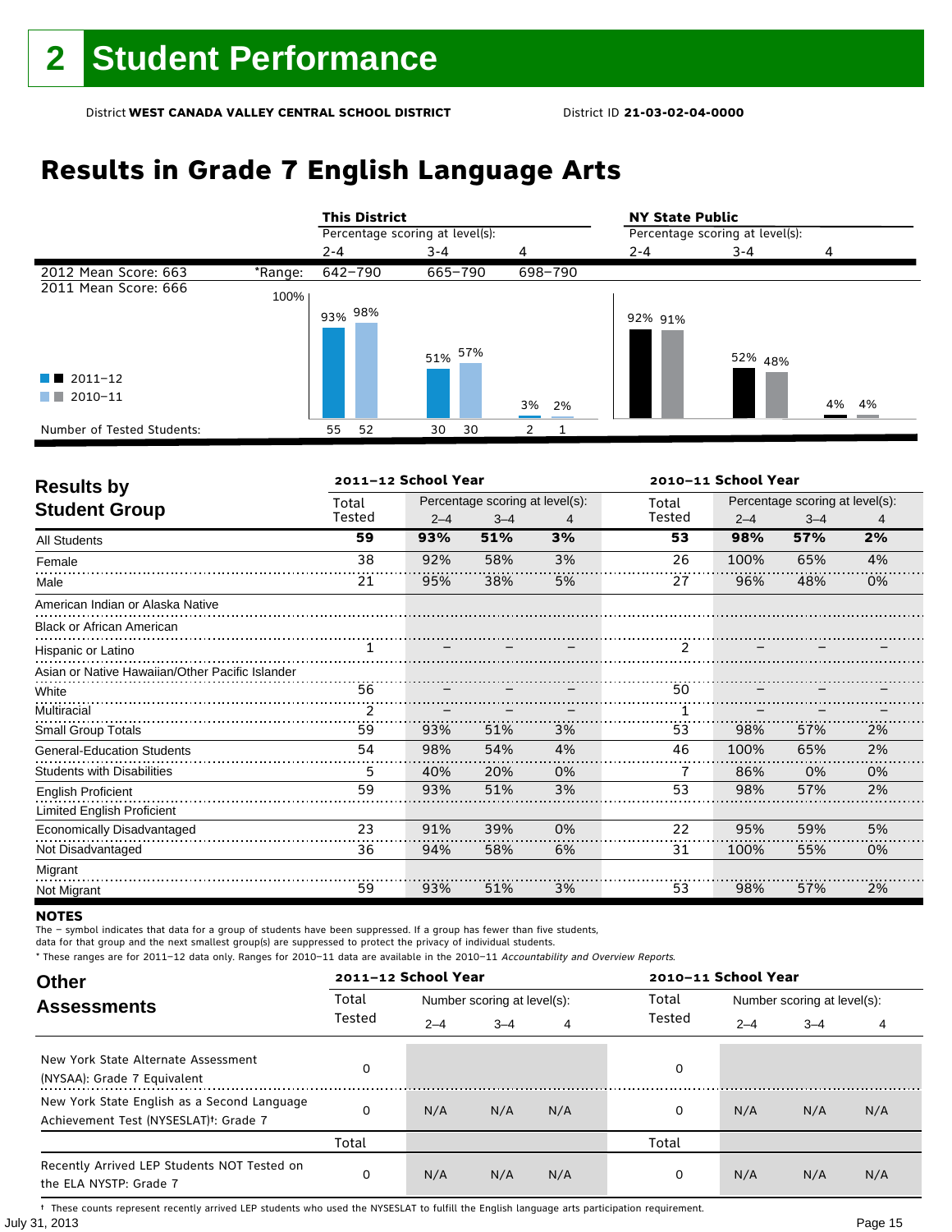# 2 Student Performance

District **WEST CANADA VALLEY CENTRAL SCHOOL DISTRICT** District ID **21-03-02-04-0000**

## Results in Grade 7 English Language Arts

| | | This District | | | NY State Public | | |
|---|---|---|---|---|---|---|---|
| | | Percentage scoring at level(s): | | | Percentage scoring at level(s): | | |
| | | 2-4 | 3-4 | 4 | 2-4 | 3-4 | 4 |
| 2012 Mean Score: 663 | *Range: | 642–790 | 665–790 | 698–790 | | | |
| 2011 Mean Score: 666 | | | | | | | |
| 2011–12 | | 93% | 51% | 3% | 92% | 52% | 4% |
| 2010–11 | | 98% | 57% | 2% | 91% | 48% | 4% |
| Number of Tested Students: 2011–12 | | 55 | 30 | 2 | | | |
| Number of Tested Students: 2010–11 | | 52 | 30 | 1 | | | |

## Results by Student Group

| | 2011–12 School Year | | | | 2010–11 School Year | | | |
|---|---|---|---|---|---|---|---|---|
| | Total Tested | Percentage scoring at level(s): 2–4 | 3–4 | 4 | Total Tested | Percentage scoring at level(s): 2–4 | 3–4 | 4 |
| **All Students** | **59** | **93%** | **51%** | **3%** | **53** | **98%** | **57%** | **2%** |
| Female | 38 | 92% | 58% | 3% | 26 | 100% | 65% | 4% |
| Male | 21 | 95% | 38% | 5% | 27 | 96% | 48% | 0% |
| American Indian or Alaska Native | | | | | | | | |
| Black or African American | | | | | | | | |
| Hispanic or Latino | 1 | – | – | – | 2 | – | – | – |
| Asian or Native Hawaiian/Other Pacific Islander | | | | | | | | |
| White | 56 | – | – | – | 50 | – | – | – |
| Multiracial | 2 | – | – | – | 1 | – | – | – |
| Small Group Totals | 59 | 93% | 51% | 3% | 53 | 98% | 57% | 2% |
| General-Education Students | 54 | 98% | 54% | 4% | 46 | 100% | 65% | 2% |
| Students with Disabilities | 5 | 40% | 20% | 0% | 7 | 86% | 0% | 0% |
| English Proficient | 59 | 93% | 51% | 3% | 53 | 98% | 57% | 2% |
| Limited English Proficient | | | | | | | | |
| Economically Disadvantaged | 23 | 91% | 39% | 0% | 22 | 95% | 59% | 5% |
| Not Disadvantaged | 36 | 94% | 58% | 6% | 31 | 100% | 55% | 0% |
| Migrant | | | | | | | | |
| Not Migrant | 59 | 93% | 51% | 3% | 53 | 98% | 57% | 2% |

**NOTES**

The – symbol indicates that data for a group of students have been suppressed. If a group has fewer than five students, data for that group and the next smallest group(s) are suppressed to protect the privacy of individual students.

* These ranges are for 2011–12 data only. Ranges for 2010–11 data are available in the 2010–11 *Accountability and Overview Reports.*

## Other Assessments

| | 2011–12 School Year | | | | 2010–11 School Year | | | |
|---|---|---|---|---|---|---|---|---|
| | Total Tested | Number scoring at level(s): 2–4 | 3–4 | 4 | Total Tested | Number scoring at level(s): 2–4 | 3–4 | 4 |
| New York State Alternate Assessment (NYSAA): Grade 7 Equivalent | 0 | | | | 0 | | | |
| New York State English as a Second Language Achievement Test (NYSESLAT)†: Grade 7 | 0 | N/A | N/A | N/A | 0 | N/A | N/A | N/A |
| | Total | | | | Total | | | |
| Recently Arrived LEP Students NOT Tested on the ELA NYSTP: Grade 7 | 0 | N/A | N/A | N/A | 0 | N/A | N/A | N/A |

† These counts represent recently arrived LEP students who used the NYSESLAT to fulfill the English language arts participation requirement.

July 31, 2013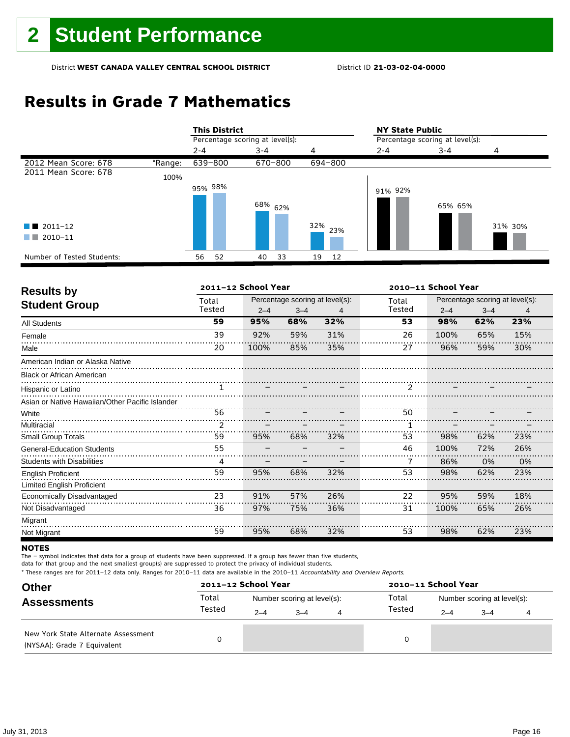# 2 Student Performance

District **WEST CANADA VALLEY CENTRAL SCHOOL DISTRICT** District ID **21-03-02-04-0000**

## Results in Grade 7 Mathematics

| | | This District | | | NY State Public | | |
|---|---|---|---|---|---|---|---|
| | | Percentage scoring at level(s): | | | Percentage scoring at level(s): | | |
| | | 2-4 | 3-4 | 4 | 2-4 | 3-4 | 4 |
| 2012 Mean Score: 678 | *Range: | 639–800 | 670–800 | 694–800 | | | |
| 2011 Mean Score: 678 | | | | | | | |
| 2011–12 | | 95% | 68% | 32% | 91% | 65% | 31% |
| 2010–11 | | 98% | 62% | 23% | 92% | 65% | 30% |
| Number of Tested Students: 2011–12 | | 56 | 40 | 19 | | | |
| Number of Tested Students: 2010–11 | | 52 | 33 | 12 | | | |

### Results by Student Group

| | 2011–12 School Year | | | | 2010–11 School Year | | | |
|---|---|---|---|---|---|---|---|---|
| | Total Tested | Percentage scoring at level(s): 2–4 | 3–4 | 4 | Total Tested | Percentage scoring at level(s): 2–4 | 3–4 | 4 |
| **All Students** | **59** | **95%** | **68%** | **32%** | **53** | **98%** | **62%** | **23%** |
| Female | 39 | 92% | 59% | 31% | 26 | 100% | 65% | 15% |
| Male | 20 | 100% | 85% | 35% | 27 | 96% | 59% | 30% |
| American Indian or Alaska Native | | | | | | | | |
| Black or African American | | | | | | | | |
| Hispanic or Latino | 1 | – | – | – | 2 | – | – | – |
| Asian or Native Hawaiian/Other Pacific Islander | | | | | | | | |
| White | 56 | – | – | – | 50 | – | – | – |
| Multiracial | 2 | – | – | – | 1 | – | – | – |
| Small Group Totals | 59 | 95% | 68% | 32% | 53 | 98% | 62% | 23% |
| General-Education Students | 55 | – | – | – | 46 | 100% | 72% | 26% |
| Students with Disabilities | 4 | – | – | – | 7 | 86% | 0% | 0% |
| English Proficient | 59 | 95% | 68% | 32% | 53 | 98% | 62% | 23% |
| Limited English Proficient | | | | | | | | |
| Economically Disadvantaged | 23 | 91% | 57% | 26% | 22 | 95% | 59% | 18% |
| Not Disadvantaged | 36 | 97% | 75% | 36% | 31 | 100% | 65% | 26% |
| Migrant | | | | | | | | |
| Not Migrant | 59 | 95% | 68% | 32% | 53 | 98% | 62% | 23% |

**NOTES**

The – symbol indicates that data for a group of students have been suppressed. If a group has fewer than five students, data for that group and the next smallest group(s) are suppressed to protect the privacy of individual students.

* These ranges are for 2011–12 data only. Ranges for 2010–11 data are available in the 2010–11 *Accountability and Overview Reports.*

### Other Assessments

| | 2011–12 School Year | | | | 2010–11 School Year | | | |
|---|---|---|---|---|---|---|---|---|
| | Total Tested | Number scoring at level(s): 2–4 | 3–4 | 4 | Total Tested | Number scoring at level(s): 2–4 | 3–4 | 4 |
| New York State Alternate Assessment (NYSAA): Grade 7 Equivalent | 0 | | | | 0 | | | |

July 31, 2013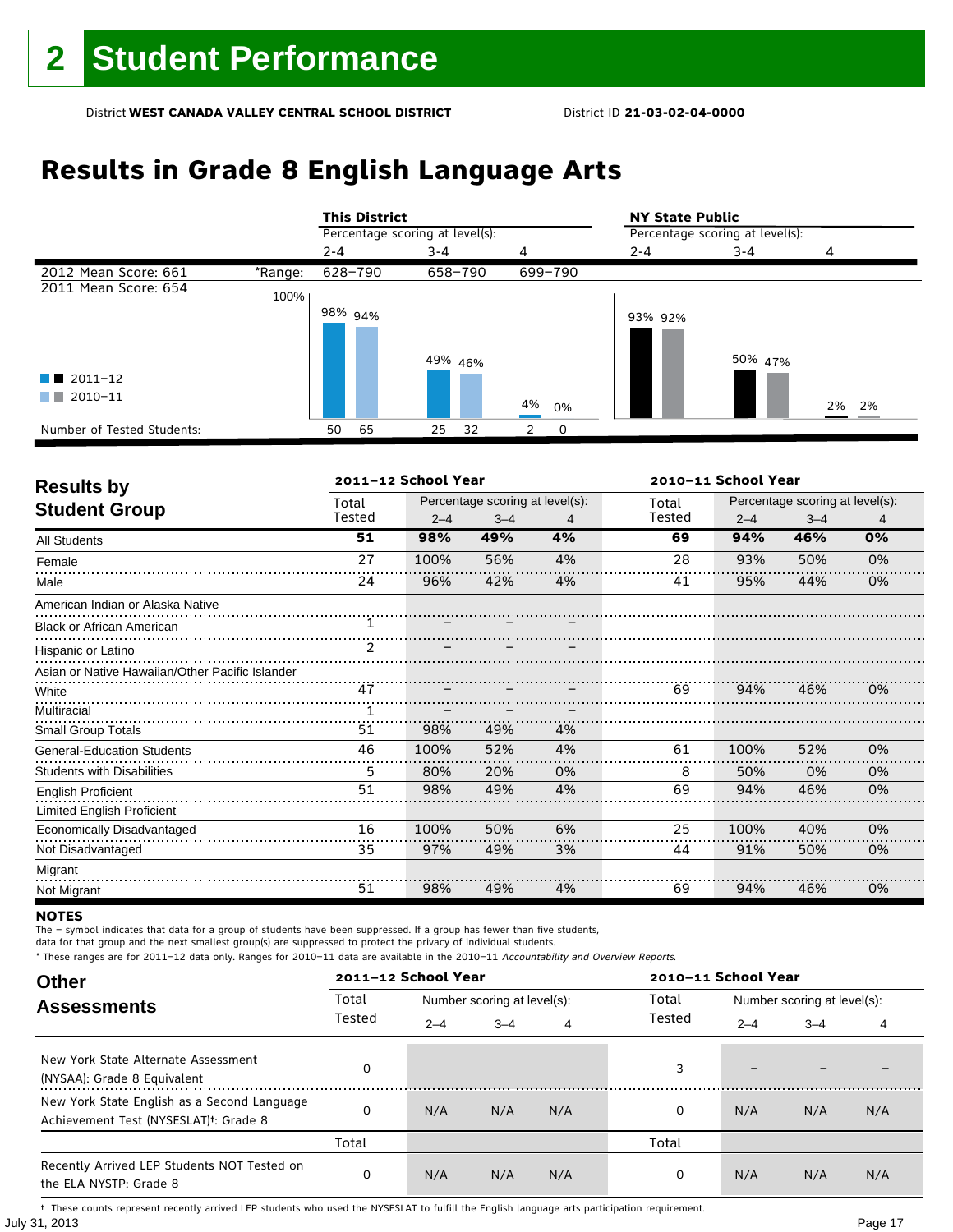# 2 Student Performance

District **WEST CANADA VALLEY CENTRAL SCHOOL DISTRICT** District ID **21-03-02-04-0000**

## Results in Grade 8 English Language Arts

| | | This District | | | NY State Public | | |
|---|---|---|---|---|---|---|---|
| | | Percentage scoring at level(s): | | | Percentage scoring at level(s): | | |
| | | 2-4 | 3-4 | 4 | 2-4 | 3-4 | 4 |
| 2012 Mean Score: 661 | *Range: | 628–790 | 658–790 | 699–790 | | | |
| 2011 Mean Score: 654 | | | | | | | |
| 2011–12 | | 98% | 49% | 4% | 93% | 50% | 2% |
| 2010–11 | | 94% | 46% | 0% | 92% | 47% | 2% |
| Number of Tested Students: 2011–12 | | 50 | 25 | 2 | | | |
| Number of Tested Students: 2010–11 | | 65 | 32 | 0 | | | |

## Results by Student Group

| | 2011–12 School Year | | | | 2010–11 School Year | | | |
|---|---|---|---|---|---|---|---|---|
| | Total Tested | Percentage scoring at level(s): 2–4 | 3–4 | 4 | Total Tested | Percentage scoring at level(s): 2–4 | 3–4 | 4 |
| **All Students** | **51** | **98%** | **49%** | **4%** | **69** | **94%** | **46%** | **0%** |
| Female | 27 | 100% | 56% | 4% | 28 | 93% | 50% | 0% |
| Male | 24 | 96% | 42% | 4% | 41 | 95% | 44% | 0% |
| American Indian or Alaska Native | | | | | | | | |
| Black or African American | 1 | – | – | – | | | | |
| Hispanic or Latino | 2 | – | – | – | | | | |
| Asian or Native Hawaiian/Other Pacific Islander | | | | | | | | |
| White | 47 | – | – | – | 69 | 94% | 46% | 0% |
| Multiracial | 1 | – | – | – | | | | |
| Small Group Totals | 51 | 98% | 49% | 4% | | | | |
| General-Education Students | 46 | 100% | 52% | 4% | 61 | 100% | 52% | 0% |
| Students with Disabilities | 5 | 80% | 20% | 0% | 8 | 50% | 0% | 0% |
| English Proficient | 51 | 98% | 49% | 4% | 69 | 94% | 46% | 0% |
| Limited English Proficient | | | | | | | | |
| Economically Disadvantaged | 16 | 100% | 50% | 6% | 25 | 100% | 40% | 0% |
| Not Disadvantaged | 35 | 97% | 49% | 3% | 44 | 91% | 50% | 0% |
| Migrant | | | | | | | | |
| Not Migrant | 51 | 98% | 49% | 4% | 69 | 94% | 46% | 0% |

**NOTES**

The – symbol indicates that data for a group of students have been suppressed. If a group has fewer than five students, data for that group and the next smallest group(s) are suppressed to protect the privacy of individual students.

* These ranges are for 2011–12 data only. Ranges for 2010–11 data are available in the 2010–11 *Accountability and Overview Reports.*

## Other Assessments

| | 2011–12 School Year | | | | 2010–11 School Year | | | |
|---|---|---|---|---|---|---|---|---|
| | Total Tested | Number scoring at level(s): 2–4 | 3–4 | 4 | Total Tested | Number scoring at level(s): 2–4 | 3–4 | 4 |
| New York State Alternate Assessment (NYSAA): Grade 8 Equivalent | 0 | | | | 3 | – | – | – |
| New York State English as a Second Language Achievement Test (NYSESLAT)†: Grade 8 | 0 | N/A | N/A | N/A | 0 | N/A | N/A | N/A |
| | Total | | | | Total | | | |
| Recently Arrived LEP Students NOT Tested on the ELA NYSTP: Grade 8 | 0 | N/A | N/A | N/A | 0 | N/A | N/A | N/A |

† These counts represent recently arrived LEP students who used the NYSESLAT to fulfill the English language arts participation requirement.

July 31, 2013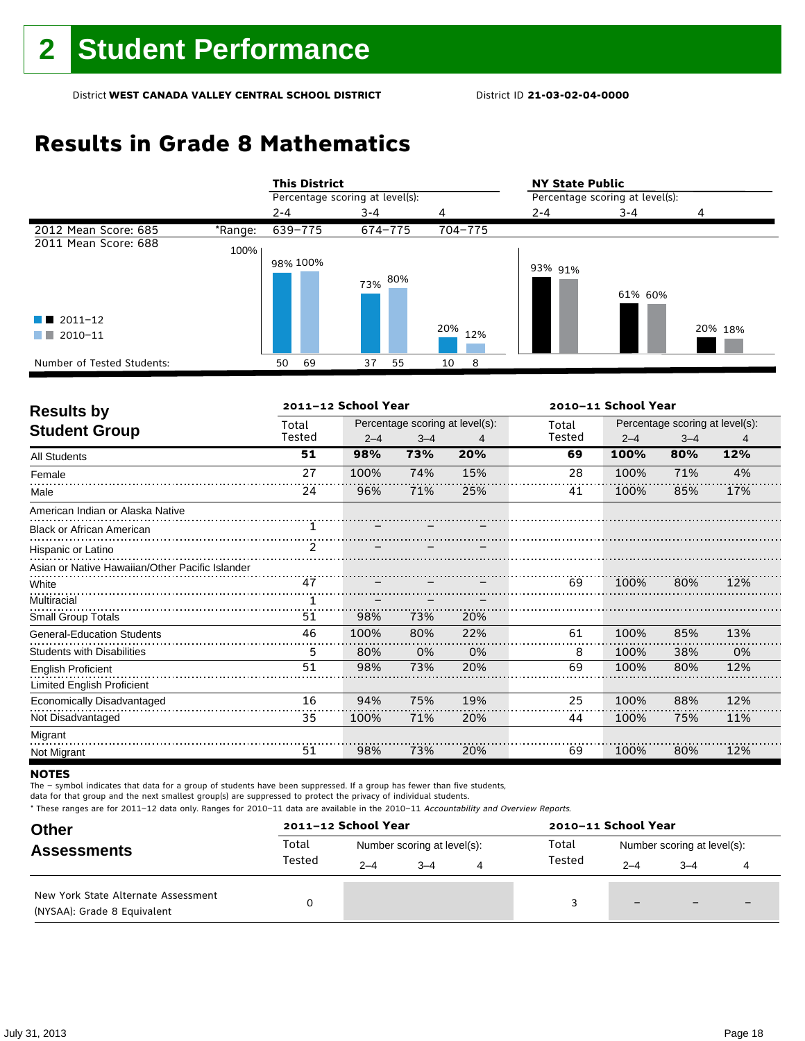# 2 Student Performance

District **WEST CANADA VALLEY CENTRAL SCHOOL DISTRICT** District ID **21-03-02-04-0000**

## Results in Grade 8 Mathematics

| | This District | | | NY State Public | | |
|---|---|---|---|---|---|---|
| | Percentage scoring at level(s): | | | Percentage scoring at level(s): | | |
| | 2-4 | 3-4 | 4 | 2-4 | 3-4 | 4 |
| 2012 Mean Score: 685 *Range: | 639–775 | 674–775 | 704–775 | | | |
| 2011 Mean Score: 688 | | | | | | |
| 2011–12 | 98% | 73% | 20% | 93% | 61% | 20% |
| 2010–11 | 100% | 80% | 12% | 91% | 60% | 18% |
| Number of Tested Students (2011–12) | 50 | 37 | 10 | | | |
| Number of Tested Students (2010–11) | 69 | 55 | 8 | | | |

## Results by Student Group

| Results by Student Group | 2011–12 School Year | | | | 2010–11 School Year | | | |
|---|---|---|---|---|---|---|---|---|
| | Total Tested | Percentage scoring at level(s): 2–4 | 3–4 | 4 | Total Tested | Percentage scoring at level(s): 2–4 | 3–4 | 4 |
| **All Students** | **51** | **98%** | **73%** | **20%** | **69** | **100%** | **80%** | **12%** |
| Female | 27 | 100% | 74% | 15% | 28 | 100% | 71% | 4% |
| Male | 24 | 96% | 71% | 25% | 41 | 100% | 85% | 17% |
| American Indian or Alaska Native | | | | | | | | |
| Black or African American | 1 | – | – | – | | | | |
| Hispanic or Latino | 2 | – | – | – | | | | |
| Asian or Native Hawaiian/Other Pacific Islander | | | | | | | | |
| White | 47 | – | – | – | 69 | 100% | 80% | 12% |
| Multiracial | 1 | – | – | – | | | | |
| Small Group Totals | 51 | 98% | 73% | 20% | | | | |
| General-Education Students | 46 | 100% | 80% | 22% | 61 | 100% | 85% | 13% |
| Students with Disabilities | 5 | 80% | 0% | 0% | 8 | 100% | 38% | 0% |
| English Proficient | 51 | 98% | 73% | 20% | 69 | 100% | 80% | 12% |
| Limited English Proficient | | | | | | | | |
| Economically Disadvantaged | 16 | 94% | 75% | 19% | 25 | 100% | 88% | 12% |
| Not Disadvantaged | 35 | 100% | 71% | 20% | 44 | 100% | 75% | 11% |
| Migrant | | | | | | | | |
| Not Migrant | 51 | 98% | 73% | 20% | 69 | 100% | 80% | 12% |

**NOTES**

The – symbol indicates that data for a group of students have been suppressed. If a group has fewer than five students, data for that group and the next smallest group(s) are suppressed to protect the privacy of individual students.

\* These ranges are for 2011–12 data only. Ranges for 2010–11 data are available in the 2010–11 *Accountability and Overview Reports*.

## Other Assessments

| Other Assessments | 2011–12 School Year | | | | 2010–11 School Year | | | |
|---|---|---|---|---|---|---|---|---|
| | Total Tested | Number scoring at level(s): 2–4 | 3–4 | 4 | Total Tested | Number scoring at level(s): 2–4 | 3–4 | 4 |
| New York State Alternate Assessment (NYSAA): Grade 8 Equivalent | 0 | | | | 3 | – | – | – |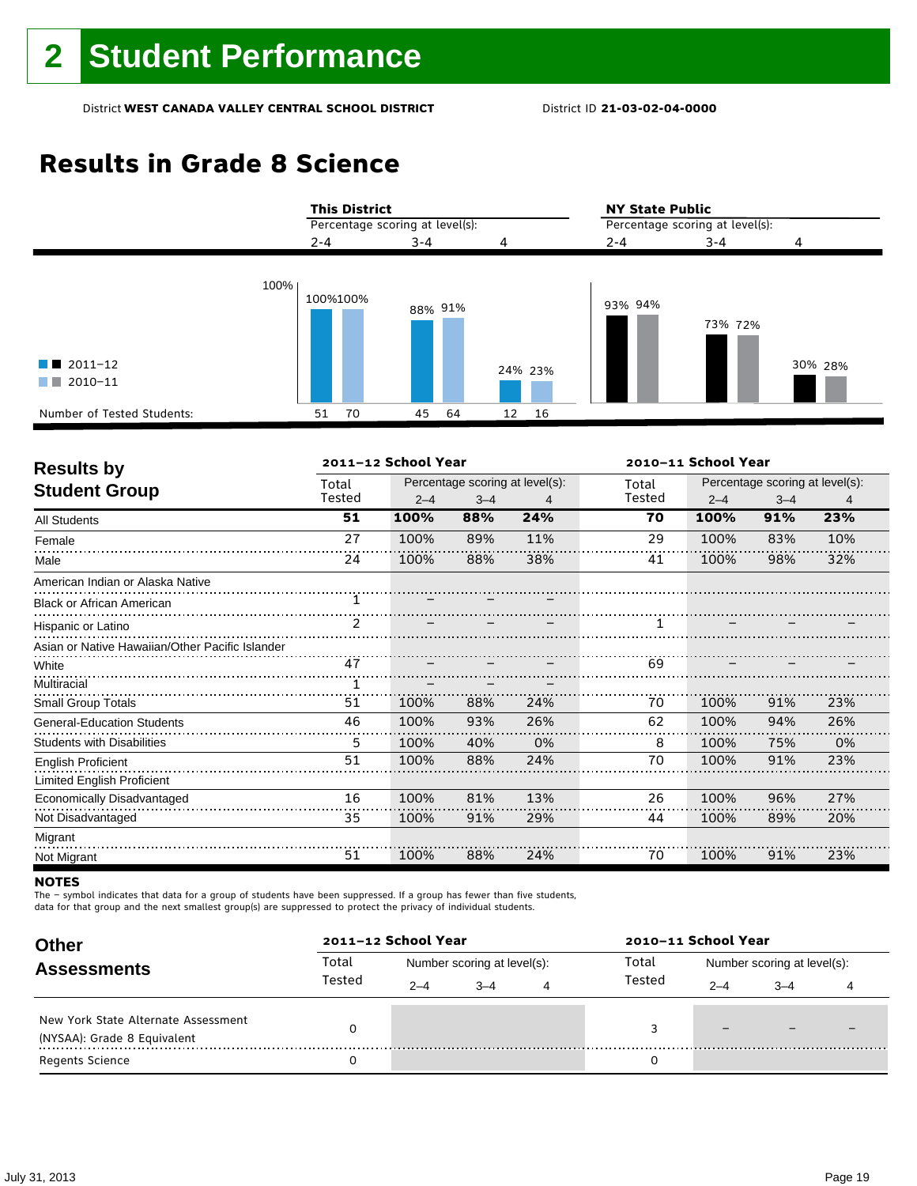# 2 Student Performance

District **WEST CANADA VALLEY CENTRAL SCHOOL DISTRICT** District ID **21-03-02-04-0000**

## Results in Grade 8 Science

| | This District | | | | | | NY State Public | | | | | |
|---|---|---|---|---|---|---|---|---|---|---|---|---|
| | Percentage scoring at level(s): | | | | | | Percentage scoring at level(s): | | | | | |
| | 2-4 | | 3-4 | | 4 | | 2-4 | | 3-4 | | 4 | |
| | 2011–12 | 2010–11 | 2011–12 | 2010–11 | 2011–12 | 2010–11 | 2011–12 | 2010–11 | 2011–12 | 2010–11 | 2011–12 | 2010–11 |
| Percentage | 100% | 100% | 88% | 91% | 24% | 23% | 93% | 94% | 73% | 72% | 30% | 28% |
| Number of Tested Students: | 51 | 70 | 45 | 64 | 12 | 16 | | | | | | |

## Results by Student Group

| Results by Student Group | 2011–12 School Year | | | | 2010–11 School Year | | | |
|---|---|---|---|---|---|---|---|---|
| | Total Tested | Percentage scoring at level(s): 2–4 | 3–4 | 4 | Total Tested | Percentage scoring at level(s): 2–4 | 3–4 | 4 |
| **All Students** | **51** | **100%** | **88%** | **24%** | **70** | **100%** | **91%** | **23%** |
| Female | 27 | 100% | 89% | 11% | 29 | 100% | 83% | 10% |
| Male | 24 | 100% | 88% | 38% | 41 | 100% | 98% | 32% |
| American Indian or Alaska Native | | | | | | | | |
| Black or African American | 1 | – | – | – | | | | |
| Hispanic or Latino | 2 | – | – | – | 1 | – | – | – |
| Asian or Native Hawaiian/Other Pacific Islander | | | | | | | | |
| White | 47 | – | – | – | 69 | – | – | – |
| Multiracial | 1 | – | – | – | | | | |
| Small Group Totals | 51 | 100% | 88% | 24% | 70 | 100% | 91% | 23% |
| General-Education Students | 46 | 100% | 93% | 26% | 62 | 100% | 94% | 26% |
| Students with Disabilities | 5 | 100% | 40% | 0% | 8 | 100% | 75% | 0% |
| English Proficient | 51 | 100% | 88% | 24% | 70 | 100% | 91% | 23% |
| Limited English Proficient | | | | | | | | |
| Economically Disadvantaged | 16 | 100% | 81% | 13% | 26 | 100% | 96% | 27% |
| Not Disadvantaged | 35 | 100% | 91% | 29% | 44 | 100% | 89% | 20% |
| Migrant | | | | | | | | |
| Not Migrant | 51 | 100% | 88% | 24% | 70 | 100% | 91% | 23% |

**NOTES**

The – symbol indicates that data for a group of students have been suppressed. If a group has fewer than five students, data for that group and the next smallest group(s) are suppressed to protect the privacy of individual students.

## Other Assessments

| Other Assessments | 2011–12 School Year | | | | 2010–11 School Year | | | |
|---|---|---|---|---|---|---|---|---|
| | Total Tested | Number scoring at level(s): 2–4 | 3–4 | 4 | Total Tested | Number scoring at level(s): 2–4 | 3–4 | 4 |
| New York State Alternate Assessment (NYSAA): Grade 8 Equivalent | 0 | | | | 3 | – | – | – |
| Regents Science | 0 | | | | 0 | | | |

July 31, 2013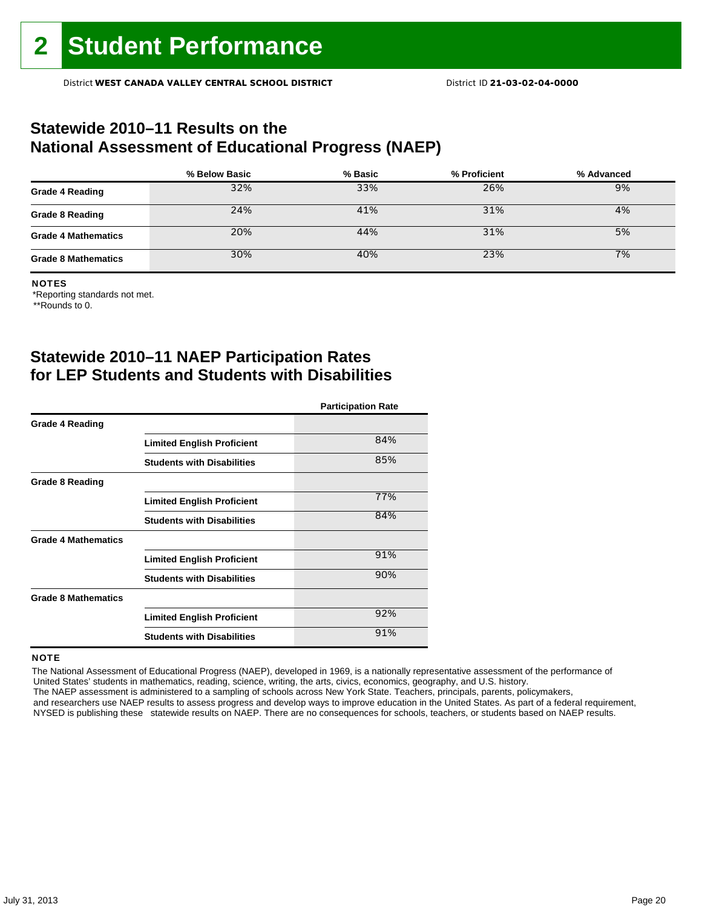# 2 Student Performance

District **WEST CANADA VALLEY CENTRAL SCHOOL DISTRICT** District ID **21-03-02-04-0000**

## Statewide 2010–11 Results on the National Assessment of Educational Progress (NAEP)

| | % Below Basic | % Basic | % Proficient | % Advanced |
|---|---|---|---|---|
| **Grade 4 Reading** | 32% | 33% | 26% | 9% |
| **Grade 8 Reading** | 24% | 41% | 31% | 4% |
| **Grade 4 Mathematics** | 20% | 44% | 31% | 5% |
| **Grade 8 Mathematics** | 30% | 40% | 23% | 7% |

**NOTES**

*Reporting standards not met.

**Rounds to 0.

## Statewide 2010–11 NAEP Participation Rates for LEP Students and Students with Disabilities

| | | Participation Rate |
|---|---|---|
| **Grade 4 Reading** | | |
| | **Limited English Proficient** | 84% |
| | **Students with Disabilities** | 85% |
| **Grade 8 Reading** | | |
| | **Limited English Proficient** | 77% |
| | **Students with Disabilities** | 84% |
| **Grade 4 Mathematics** | | |
| | **Limited English Proficient** | 91% |
| | **Students with Disabilities** | 90% |
| **Grade 8 Mathematics** | | |
| | **Limited English Proficient** | 92% |
| | **Students with Disabilities** | 91% |

**NOTE**

The National Assessment of Educational Progress (NAEP), developed in 1969, is a nationally representative assessment of the performance of United States' students in mathematics, reading, science, writing, the arts, civics, economics, geography, and U.S. history. The NAEP assessment is administered to a sampling of schools across New York State. Teachers, principals, parents, policymakers, and researchers use NAEP results to assess progress and develop ways to improve education in the United States. As part of a federal requirement, NYSED is publishing these statewide results on NAEP. There are no consequences for schools, teachers, or students based on NAEP results.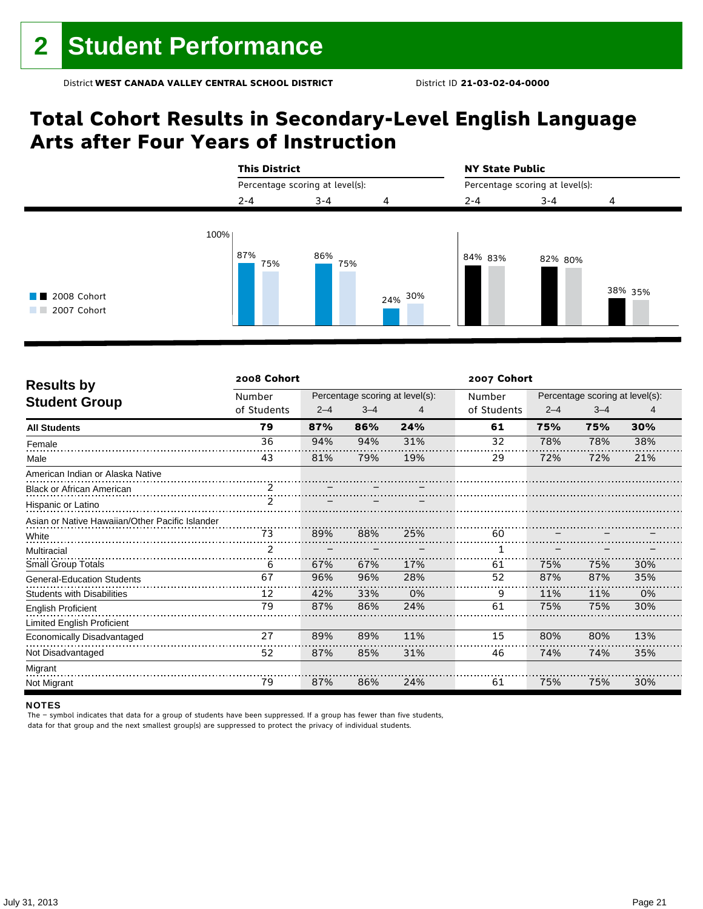# 2 Student Performance

District **WEST CANADA VALLEY CENTRAL SCHOOL DISTRICT** District ID **21-03-02-04-0000**

## Total Cohort Results in Secondary-Level English Language Arts after Four Years of Instruction

| | This District | | | NY State Public | | |
|---|---|---|---|---|---|---|
| | Percentage scoring at level(s): | | | Percentage scoring at level(s): | | |
| | 2-4 | 3-4 | 4 | 2-4 | 3-4 | 4 |
| 2008 Cohort | 87% | 86% | 24% | 84% | 82% | 38% |
| 2007 Cohort | 75% | 75% | 30% | 83% | 80% | 35% |

| Results by Student Group | 2008 Cohort | | | | 2007 Cohort | | | |
|---|---|---|---|---|---|---|---|---|
| | Number of Students | Percentage scoring at level(s): 2–4 | 3–4 | 4 | Number of Students | Percentage scoring at level(s): 2–4 | 3–4 | 4 |
| **All Students** | **79** | **87%** | **86%** | **24%** | **61** | **75%** | **75%** | **30%** |
| Female | 36 | 94% | 94% | 31% | 32 | 78% | 78% | 38% |
| Male | 43 | 81% | 79% | 19% | 29 | 72% | 72% | 21% |
| American Indian or Alaska Native | | | | | | | | |
| Black or African American | 2 | – | – | – | | | | |
| Hispanic or Latino | 2 | – | – | – | | | | |
| Asian or Native Hawaiian/Other Pacific Islander | | | | | | | | |
| White | 73 | 89% | 88% | 25% | 60 | – | – | – |
| Multiracial | 2 | – | – | – | 1 | – | – | – |
| Small Group Totals | 6 | 67% | 67% | 17% | 61 | 75% | 75% | 30% |
| General-Education Students | 67 | 96% | 96% | 28% | 52 | 87% | 87% | 35% |
| Students with Disabilities | 12 | 42% | 33% | 0% | 9 | 11% | 11% | 0% |
| English Proficient | 79 | 87% | 86% | 24% | 61 | 75% | 75% | 30% |
| Limited English Proficient | | | | | | | | |
| Economically Disadvantaged | 27 | 89% | 89% | 11% | 15 | 80% | 80% | 13% |
| Not Disadvantaged | 52 | 87% | 85% | 31% | 46 | 74% | 74% | 35% |
| Migrant | | | | | | | | |
| Not Migrant | 79 | 87% | 86% | 24% | 61 | 75% | 75% | 30% |

**NOTES**

The – symbol indicates that data for a group of students have been suppressed. If a group has fewer than five students, data for that group and the next smallest group(s) are suppressed to protect the privacy of individual students.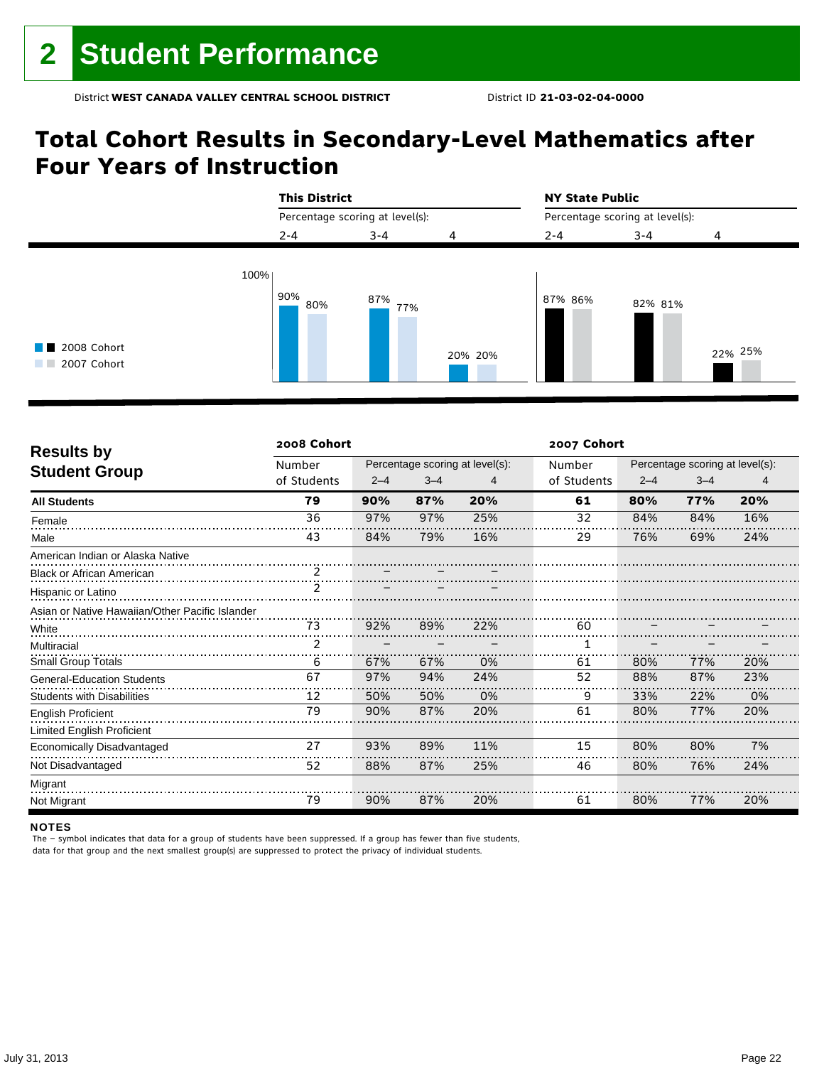# 2 Student Performance

District **WEST CANADA VALLEY CENTRAL SCHOOL DISTRICT** District ID **21-03-02-04-0000**

## Total Cohort Results in Secondary-Level Mathematics after Four Years of Instruction

| | This District | | | NY State Public | | |
|---|---|---|---|---|---|---|
| Percentage scoring at level(s): | 2-4 | 3-4 | 4 | 2-4 | 3-4 | 4 |
| 2008 Cohort | 90% | 87% | 20% | 87% | 82% | 22% |
| 2007 Cohort | 80% | 77% | 20% | 86% | 81% | 25% |

| Results by Student Group | 2008 Cohort | | | | 2007 Cohort | | | |
|---|---|---|---|---|---|---|---|---|
| | Number of Students | Percentage scoring at level(s): 2–4 | 3–4 | 4 | Number of Students | Percentage scoring at level(s): 2–4 | 3–4 | 4 |
| **All Students** | **79** | **90%** | **87%** | **20%** | **61** | **80%** | **77%** | **20%** |
| Female | 36 | 97% | 97% | 25% | 32 | 84% | 84% | 16% |
| Male | 43 | 84% | 79% | 16% | 29 | 76% | 69% | 24% |
| American Indian or Alaska Native | | | | | | | | |
| Black or African American | 2 | – | – | – | | | | |
| Hispanic or Latino | 2 | – | – | – | | | | |
| Asian or Native Hawaiian/Other Pacific Islander | | | | | | | | |
| White | 73 | 92% | 89% | 22% | 60 | – | – | – |
| Multiracial | 2 | – | – | – | 1 | – | – | – |
| Small Group Totals | 6 | 67% | 67% | 0% | 61 | 80% | 77% | 20% |
| General-Education Students | 67 | 97% | 94% | 24% | 52 | 88% | 87% | 23% |
| Students with Disabilities | 12 | 50% | 50% | 0% | 9 | 33% | 22% | 0% |
| English Proficient | 79 | 90% | 87% | 20% | 61 | 80% | 77% | 20% |
| Limited English Proficient | | | | | | | | |
| Economically Disadvantaged | 27 | 93% | 89% | 11% | 15 | 80% | 80% | 7% |
| Not Disadvantaged | 52 | 88% | 87% | 25% | 46 | 80% | 76% | 24% |
| Migrant | | | | | | | | |
| Not Migrant | 79 | 90% | 87% | 20% | 61 | 80% | 77% | 20% |

**NOTES**

The – symbol indicates that data for a group of students have been suppressed. If a group has fewer than five students, data for that group and the next smallest group(s) are suppressed to protect the privacy of individual students.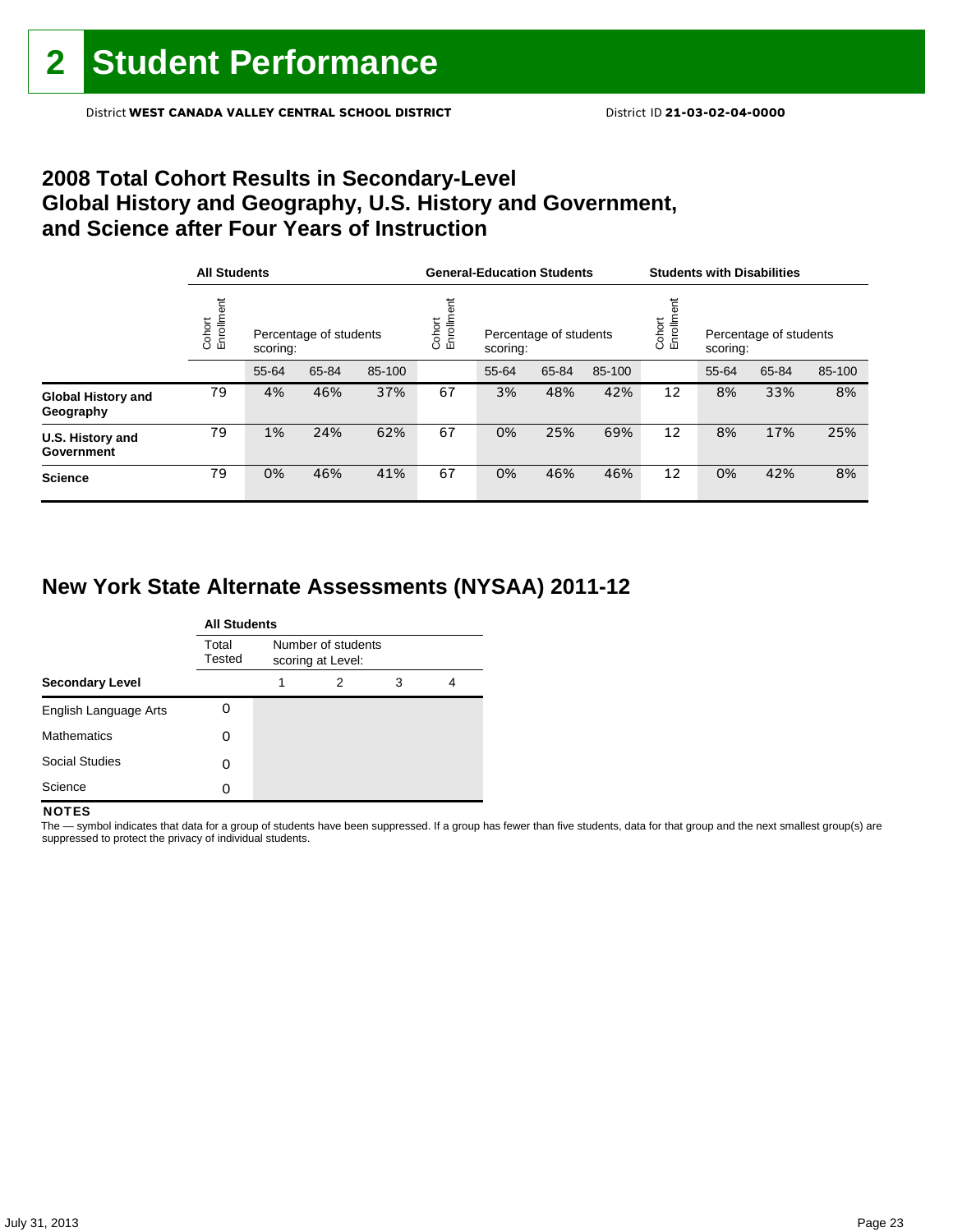# 2 Student Performance

District **WEST CANADA VALLEY CENTRAL SCHOOL DISTRICT** District ID **21-03-02-04-0000**

## 2008 Total Cohort Results in Secondary-Level Global History and Geography, U.S. History and Government, and Science after Four Years of Instruction

| | All Students | | | | General-Education Students | | | | Students with Disabilities | | | |
|---|---|---|---|---|---|---|---|---|---|---|---|---|
| | Cohort Enrollment | Percentage of students scoring: | | | Cohort Enrollment | Percentage of students scoring: | | | Cohort Enrollment | Percentage of students scoring: | | |
| | | 55-64 | 65-84 | 85-100 | | 55-64 | 65-84 | 85-100 | | 55-64 | 65-84 | 85-100 |
| **Global History and Geography** | 79 | 4% | 46% | 37% | 67 | 3% | 48% | 42% | 12 | 8% | 33% | 8% |
| **U.S. History and Government** | 79 | 1% | 24% | 62% | 67 | 0% | 25% | 69% | 12 | 8% | 17% | 25% |
| **Science** | 79 | 0% | 46% | 41% | 67 | 0% | 46% | 46% | 12 | 0% | 42% | 8% |

## New York State Alternate Assessments (NYSAA) 2011-12

| | All Students | | | | |
|---|---|---|---|---|---|
| | Total Tested | Number of students scoring at Level: | | | |
| **Secondary Level** | | 1 | 2 | 3 | 4 |
| English Language Arts | 0 | | | | |
| Mathematics | 0 | | | | |
| Social Studies | 0 | | | | |
| Science | 0 | | | | |

**NOTES**

The — symbol indicates that data for a group of students have been suppressed. If a group has fewer than five students, data for that group and the next smallest group(s) are suppressed to protect the privacy of individual students.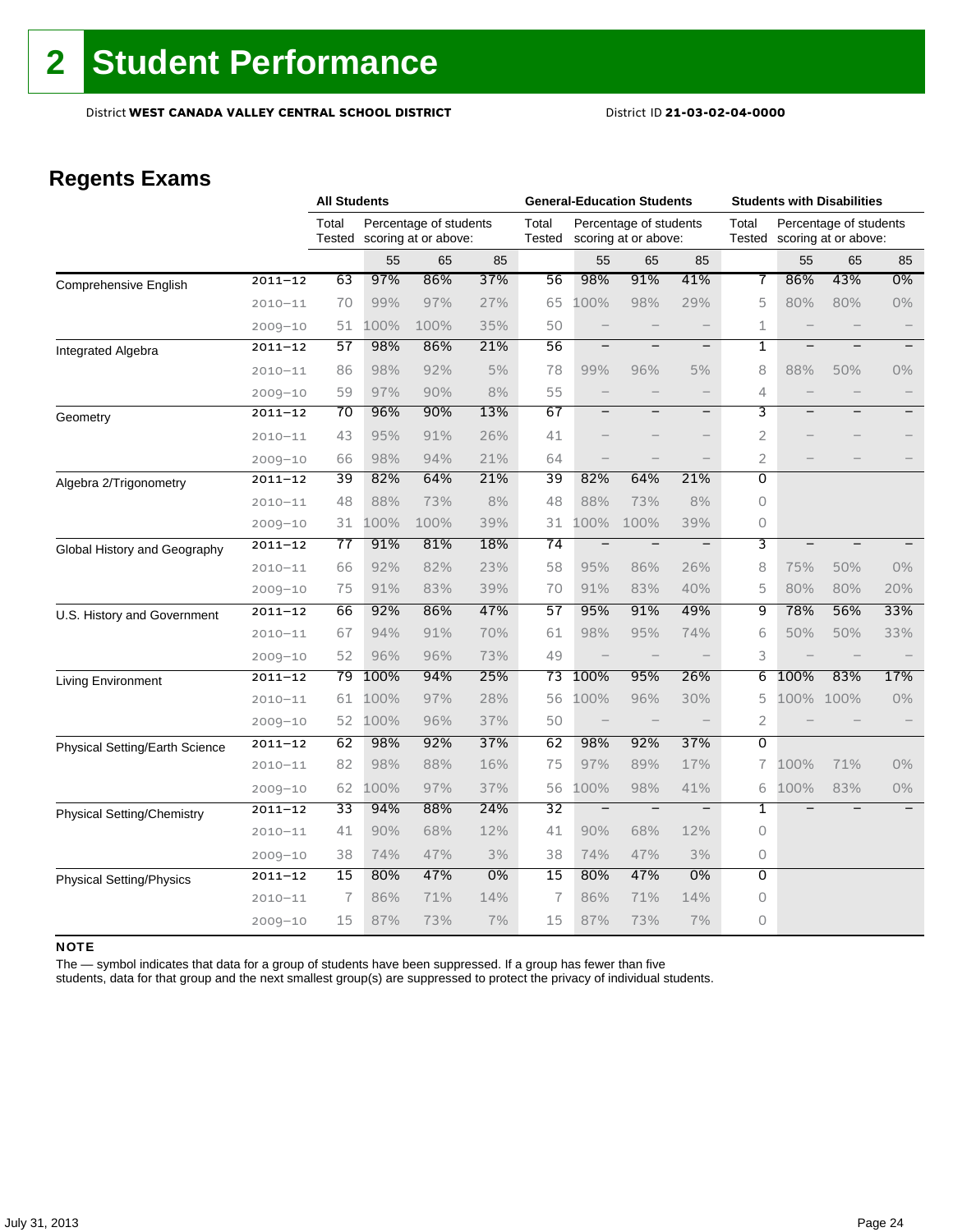# 2 Student Performance

District **WEST CANADA VALLEY CENTRAL SCHOOL DISTRICT** District ID **21-03-02-04-0000**

## Regents Exams

| | | All Students | | | | General-Education Students | | | | Students with Disabilities | | | |
|---|---|---|---|---|---|---|---|---|---|---|---|---|---|
| | | Total Tested | Percentage of students scoring at or above: | | | Total Tested | Percentage of students scoring at or above: | | | Total Tested | Percentage of students scoring at or above: | | |
| | | | 55 | 65 | 85 | | 55 | 65 | 85 | | 55 | 65 | 85 |
| Comprehensive English | 2011–12 | 63 | 97% | 86% | 37% | 56 | 98% | 91% | 41% | 7 | 86% | 43% | 0% |
| | 2010–11 | 70 | 99% | 97% | 27% | 65 | 100% | 98% | 29% | 5 | 80% | 80% | 0% |
| | 2009–10 | 51 | 100% | 100% | 35% | 50 | – | – | – | 1 | – | – | – |
| Integrated Algebra | 2011–12 | 57 | 98% | 86% | 21% | 56 | – | – | – | 1 | – | – | – |
| | 2010–11 | 86 | 98% | 92% | 5% | 78 | 99% | 96% | 5% | 8 | 88% | 50% | 0% |
| | 2009–10 | 59 | 97% | 90% | 8% | 55 | – | – | – | 4 | – | – | – |
| Geometry | 2011–12 | 70 | 96% | 90% | 13% | 67 | – | – | – | 3 | – | – | – |
| | 2010–11 | 43 | 95% | 91% | 26% | 41 | – | – | – | 2 | – | – | – |
| | 2009–10 | 66 | 98% | 94% | 21% | 64 | – | – | – | 2 | – | – | – |
| Algebra 2/Trigonometry | 2011–12 | 39 | 82% | 64% | 21% | 39 | 82% | 64% | 21% | 0 | | | |
| | 2010–11 | 48 | 88% | 73% | 8% | 48 | 88% | 73% | 8% | 0 | | | |
| | 2009–10 | 31 | 100% | 100% | 39% | 31 | 100% | 100% | 39% | 0 | | | |
| Global History and Geography | 2011–12 | 77 | 91% | 81% | 18% | 74 | – | – | – | 3 | – | – | – |
| | 2010–11 | 66 | 92% | 82% | 23% | 58 | 95% | 86% | 26% | 8 | 75% | 50% | 0% |
| | 2009–10 | 75 | 91% | 83% | 39% | 70 | 91% | 83% | 40% | 5 | 80% | 80% | 20% |
| U.S. History and Government | 2011–12 | 66 | 92% | 86% | 47% | 57 | 95% | 91% | 49% | 9 | 78% | 56% | 33% |
| | 2010–11 | 67 | 94% | 91% | 70% | 61 | 98% | 95% | 74% | 6 | 50% | 50% | 33% |
| | 2009–10 | 52 | 96% | 96% | 73% | 49 | – | – | – | 3 | – | – | – |
| Living Environment | 2011–12 | 79 | 100% | 94% | 25% | 73 | 100% | 95% | 26% | 6 | 100% | 83% | 17% |
| | 2010–11 | 61 | 100% | 97% | 28% | 56 | 100% | 96% | 30% | 5 | 100% | 100% | 0% |
| | 2009–10 | 52 | 100% | 96% | 37% | 50 | – | – | – | 2 | – | – | – |
| Physical Setting/Earth Science | 2011–12 | 62 | 98% | 92% | 37% | 62 | 98% | 92% | 37% | 0 | | | |
| | 2010–11 | 82 | 98% | 88% | 16% | 75 | 97% | 89% | 17% | 7 | 100% | 71% | 0% |
| | 2009–10 | 62 | 100% | 97% | 37% | 56 | 100% | 98% | 41% | 6 | 100% | 83% | 0% |
| Physical Setting/Chemistry | 2011–12 | 33 | 94% | 88% | 24% | 32 | – | – | – | 1 | – | – | – |
| | 2010–11 | 41 | 90% | 68% | 12% | 41 | 90% | 68% | 12% | 0 | | | |
| | 2009–10 | 38 | 74% | 47% | 3% | 38 | 74% | 47% | 3% | 0 | | | |
| Physical Setting/Physics | 2011–12 | 15 | 80% | 47% | 0% | 15 | 80% | 47% | 0% | 0 | | | |
| | 2010–11 | 7 | 86% | 71% | 14% | 7 | 86% | 71% | 14% | 0 | | | |
| | 2009–10 | 15 | 87% | 73% | 7% | 15 | 87% | 73% | 7% | 0 | | | |

**NOTE**

The — symbol indicates that data for a group of students have been suppressed. If a group has fewer than five students, data for that group and the next smallest group(s) are suppressed to protect the privacy of individual students.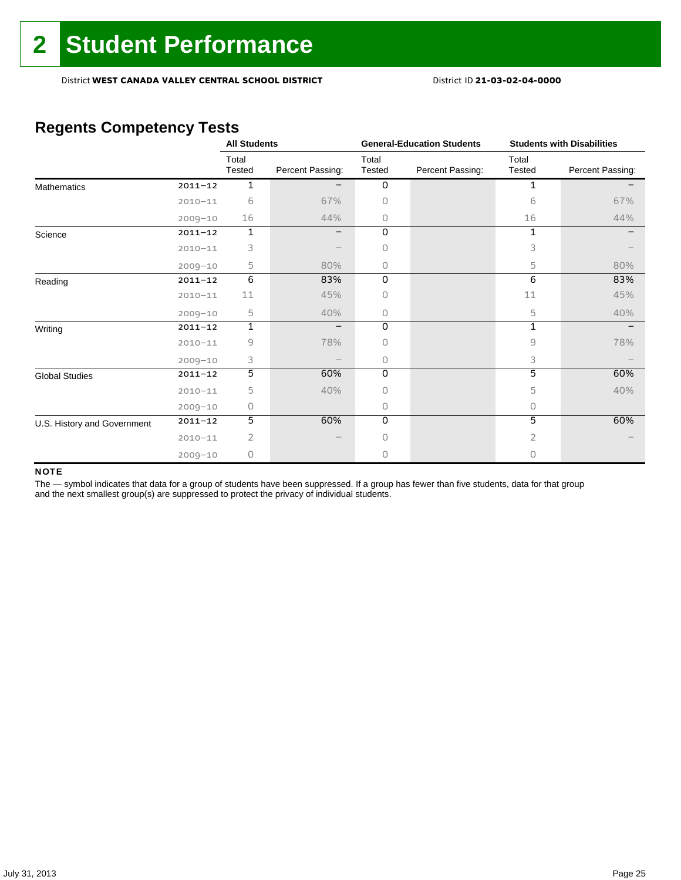# 2 Student Performance

District **WEST CANADA VALLEY CENTRAL SCHOOL DISTRICT** District ID **21-03-02-04-0000**

## Regents Competency Tests

| | | All Students | | General-Education Students | | Students with Disabilities | |
|---|---|---|---|---|---|---|---|
| | | Total Tested | Percent Passing: | Total Tested | Percent Passing: | Total Tested | Percent Passing: |
| Mathematics | 2011–12 | 1 | – | 0 | | 1 | – |
| | 2010–11 | 6 | 67% | 0 | | 6 | 67% |
| | 2009–10 | 16 | 44% | 0 | | 16 | 44% |
| Science | 2011–12 | 1 | – | 0 | | 1 | – |
| | 2010–11 | 3 | – | 0 | | 3 | – |
| | 2009–10 | 5 | 80% | 0 | | 5 | 80% |
| Reading | 2011–12 | 6 | 83% | 0 | | 6 | 83% |
| | 2010–11 | 11 | 45% | 0 | | 11 | 45% |
| | 2009–10 | 5 | 40% | 0 | | 5 | 40% |
| Writing | 2011–12 | 1 | – | 0 | | 1 | – |
| | 2010–11 | 9 | 78% | 0 | | 9 | 78% |
| | 2009–10 | 3 | – | 0 | | 3 | – |
| Global Studies | 2011–12 | 5 | 60% | 0 | | 5 | 60% |
| | 2010–11 | 5 | 40% | 0 | | 5 | 40% |
| | 2009–10 | 0 | | 0 | | 0 | |
| U.S. History and Government | 2011–12 | 5 | 60% | 0 | | 5 | 60% |
| | 2010–11 | 2 | – | 0 | | 2 | – |
| | 2009–10 | 0 | | 0 | | 0 | |

**NOTE**

The — symbol indicates that data for a group of students have been suppressed. If a group has fewer than five students, data for that group and the next smallest group(s) are suppressed to protect the privacy of individual students.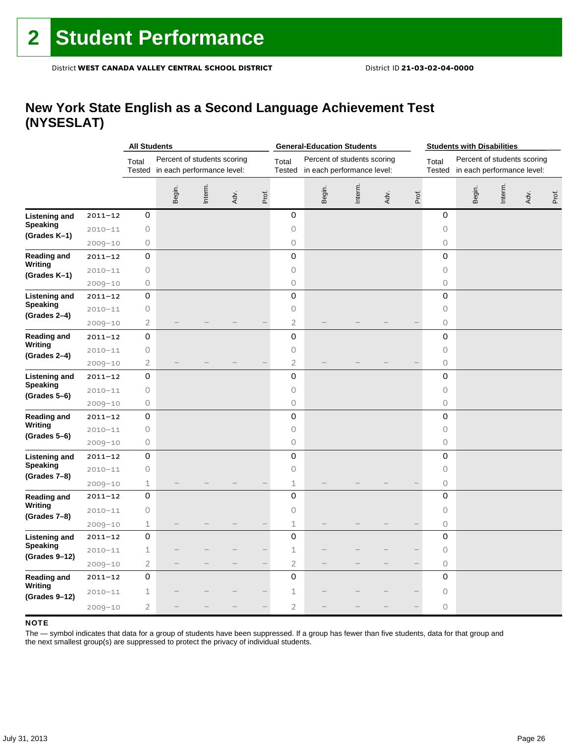# 2 Student Performance

District **WEST CANADA VALLEY CENTRAL SCHOOL DISTRICT** District ID **21-03-02-04-0000**

## New York State English as a Second Language Achievement Test (NYSESLAT)

| | | All Students | | | | | General-Education Students | | | | | Students with Disabilities | | | | |
|---|---|---|---|---|---|---|---|---|---|---|---|---|---|---|---|---|
| | | Total Tested | Percent of students scoring in each performance level: | | | | Total Tested | Percent of students scoring in each performance level: | | | | Total Tested | Percent of students scoring in each performance level: | | | |
| | | | Begin. | Interm. | Adv. | Prof. | | Begin. | Interm. | Adv. | Prof. | | Begin. | Interm. | Adv. | Prof. |
| **Listening and Speaking (Grades K–1)** | 2011–12 | 0 | | | | | 0 | | | | | 0 | | | | |
| | 2010–11 | 0 | | | | | 0 | | | | | 0 | | | | |
| | 2009–10 | 0 | | | | | 0 | | | | | 0 | | | | |
| **Reading and Writing (Grades K–1)** | 2011–12 | 0 | | | | | 0 | | | | | 0 | | | | |
| | 2010–11 | 0 | | | | | 0 | | | | | 0 | | | | |
| | 2009–10 | 0 | | | | | 0 | | | | | 0 | | | | |
| **Listening and Speaking (Grades 2–4)** | 2011–12 | 0 | | | | | 0 | | | | | 0 | | | | |
| | 2010–11 | 0 | | | | | 0 | | | | | 0 | | | | |
| | 2009–10 | 2 | — | — | — | — | 2 | — | — | — | — | 0 | | | | |
| **Reading and Writing (Grades 2–4)** | 2011–12 | 0 | | | | | 0 | | | | | 0 | | | | |
| | 2010–11 | 0 | | | | | 0 | | | | | 0 | | | | |
| | 2009–10 | 2 | — | — | — | — | 2 | — | — | — | — | 0 | | | | |
| **Listening and Speaking (Grades 5–6)** | 2011–12 | 0 | | | | | 0 | | | | | 0 | | | | |
| | 2010–11 | 0 | | | | | 0 | | | | | 0 | | | | |
| | 2009–10 | 0 | | | | | 0 | | | | | 0 | | | | |
| **Reading and Writing (Grades 5–6)** | 2011–12 | 0 | | | | | 0 | | | | | 0 | | | | |
| | 2010–11 | 0 | | | | | 0 | | | | | 0 | | | | |
| | 2009–10 | 0 | | | | | 0 | | | | | 0 | | | | |
| **Listening and Speaking (Grades 7–8)** | 2011–12 | 0 | | | | | 0 | | | | | 0 | | | | |
| | 2010–11 | 0 | | | | | 0 | | | | | 0 | | | | |
| | 2009–10 | 1 | — | — | — | — | 1 | — | — | — | — | 0 | | | | |
| **Reading and Writing (Grades 7–8)** | 2011–12 | 0 | | | | | 0 | | | | | 0 | | | | |
| | 2010–11 | 0 | | | | | 0 | | | | | 0 | | | | |
| | 2009–10 | 1 | — | — | — | — | 1 | — | — | — | — | 0 | | | | |
| **Listening and Speaking (Grades 9–12)** | 2011–12 | 0 | | | | | 0 | | | | | 0 | | | | |
| | 2010–11 | 1 | — | — | — | — | 1 | — | — | — | — | 0 | | | | |
| | 2009–10 | 2 | — | — | — | — | 2 | — | — | — | — | 0 | | | | |
| **Reading and Writing (Grades 9–12)** | 2011–12 | 0 | | | | | 0 | | | | | 0 | | | | |
| | 2010–11 | 1 | — | — | — | — | 1 | — | — | — | — | 0 | | | | |
| | 2009–10 | 2 | — | — | — | — | 2 | — | — | — | — | 0 | | | | |

**NOTE**

The — symbol indicates that data for a group of students have been suppressed. If a group has fewer than five students, data for that group and the next smallest group(s) are suppressed to protect the privacy of individual students.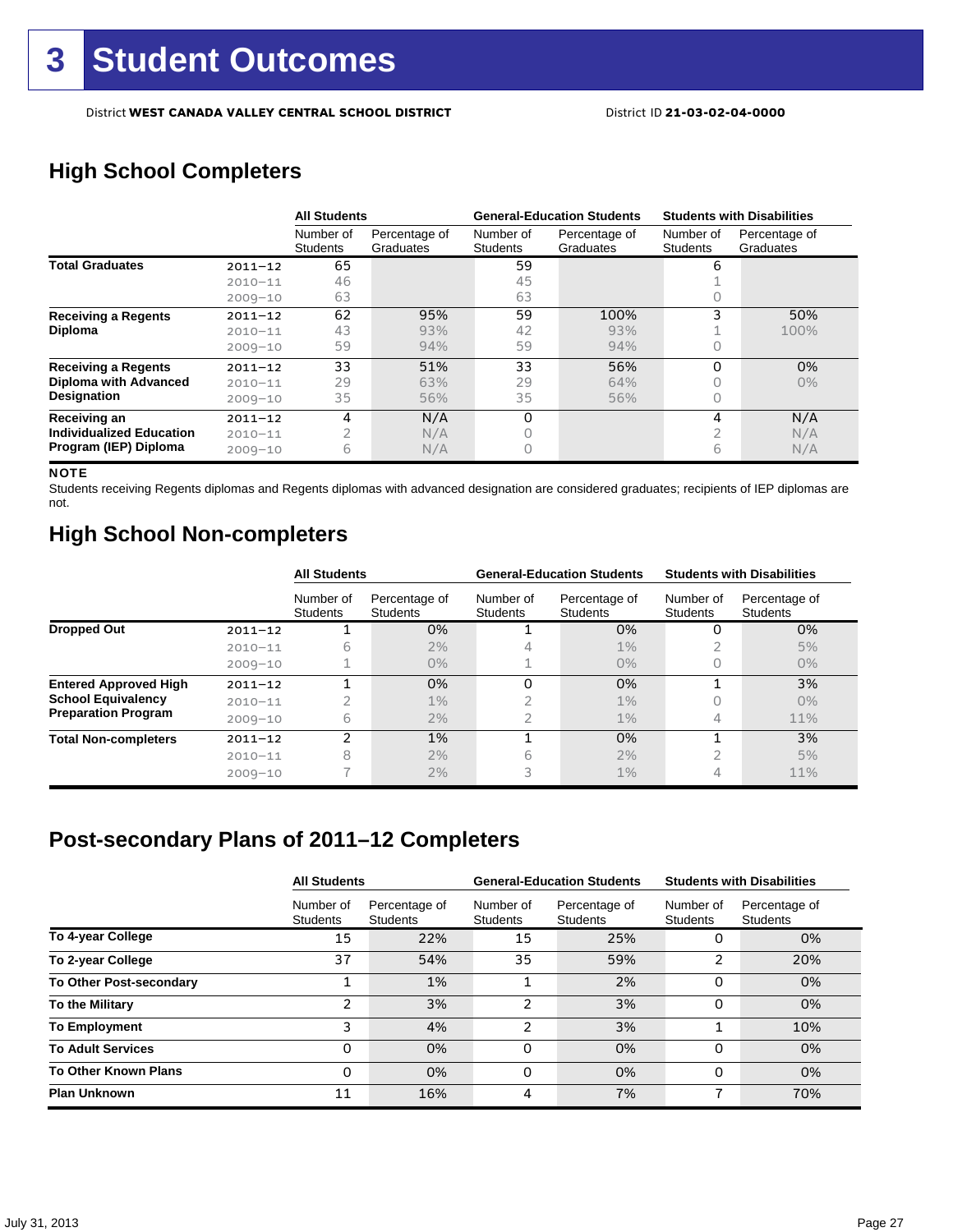# 3 Student Outcomes

District **WEST CANADA VALLEY CENTRAL SCHOOL DISTRICT** District ID **21-03-02-04-0000**

## High School Completers

| | | All Students | | General-Education Students | | Students with Disabilities | |
|---|---|---|---|---|---|---|---|
| | | Number of Students | Percentage of Graduates | Number of Students | Percentage of Graduates | Number of Students | Percentage of Graduates |
| **Total Graduates** | 2011–12 | 65 | | 59 | | 6 | |
| | 2010–11 | 46 | | 45 | | 1 | |
| | 2009–10 | 63 | | 63 | | 0 | |
| **Receiving a Regents Diploma** | 2011–12 | 62 | 95% | 59 | 100% | 3 | 50% |
| | 2010–11 | 43 | 93% | 42 | 93% | 1 | 100% |
| | 2009–10 | 59 | 94% | 59 | 94% | 0 | |
| **Receiving a Regents Diploma with Advanced Designation** | 2011–12 | 33 | 51% | 33 | 56% | 0 | 0% |
| | 2010–11 | 29 | 63% | 29 | 64% | 0 | 0% |
| | 2009–10 | 35 | 56% | 35 | 56% | 0 | |
| **Receiving an Individualized Education Program (IEP) Diploma** | 2011–12 | 4 | N/A | 0 | | 4 | N/A |
| | 2010–11 | 2 | N/A | 0 | | 2 | N/A |
| | 2009–10 | 6 | N/A | 0 | | 6 | N/A |

**NOTE**

Students receiving Regents diplomas and Regents diplomas with advanced designation are considered graduates; recipients of IEP diplomas are not.

## High School Non-completers

| | | All Students | | General-Education Students | | Students with Disabilities | |
|---|---|---|---|---|---|---|---|
| | | Number of Students | Percentage of Students | Number of Students | Percentage of Students | Number of Students | Percentage of Students |
| **Dropped Out** | 2011–12 | 1 | 0% | 1 | 0% | 0 | 0% |
| | 2010–11 | 6 | 2% | 4 | 1% | 2 | 5% |
| | 2009–10 | 1 | 0% | 1 | 0% | 0 | 0% |
| **Entered Approved High School Equivalency Preparation Program** | 2011–12 | 1 | 0% | 0 | 0% | 1 | 3% |
| | 2010–11 | 2 | 1% | 2 | 1% | 0 | 0% |
| | 2009–10 | 6 | 2% | 2 | 1% | 4 | 11% |
| **Total Non-completers** | 2011–12 | 2 | 1% | 1 | 0% | 1 | 3% |
| | 2010–11 | 8 | 2% | 6 | 2% | 2 | 5% |
| | 2009–10 | 7 | 2% | 3 | 1% | 4 | 11% |

## Post-secondary Plans of 2011–12 Completers

| | All Students | | General-Education Students | | Students with Disabilities | |
|---|---|---|---|---|---|---|
| | Number of Students | Percentage of Students | Number of Students | Percentage of Students | Number of Students | Percentage of Students |
| **To 4-year College** | 15 | 22% | 15 | 25% | 0 | 0% |
| **To 2-year College** | 37 | 54% | 35 | 59% | 2 | 20% |
| **To Other Post-secondary** | 1 | 1% | 1 | 2% | 0 | 0% |
| **To the Military** | 2 | 3% | 2 | 3% | 0 | 0% |
| **To Employment** | 3 | 4% | 2 | 3% | 1 | 10% |
| **To Adult Services** | 0 | 0% | 0 | 0% | 0 | 0% |
| **To Other Known Plans** | 0 | 0% | 0 | 0% | 0 | 0% |
| **Plan Unknown** | 11 | 16% | 4 | 7% | 7 | 70% |

July 31, 2013